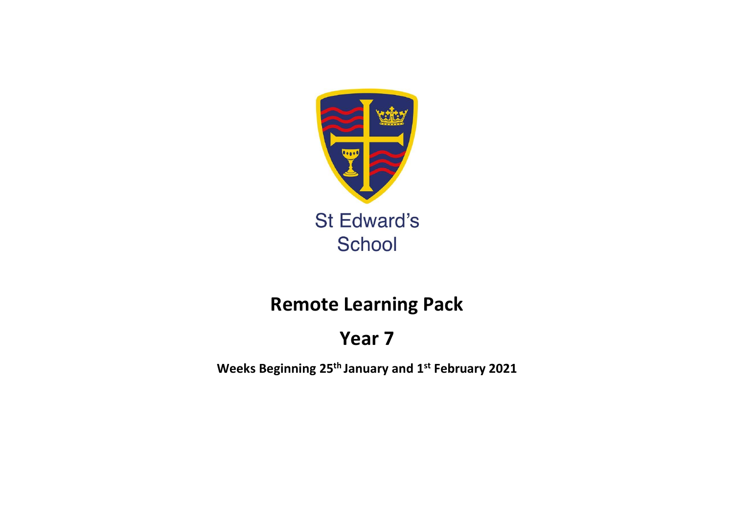St Edward's School

# Remote Learning Pack

# Year 7

**Weeks Beginning 25th January and 1st February 2021**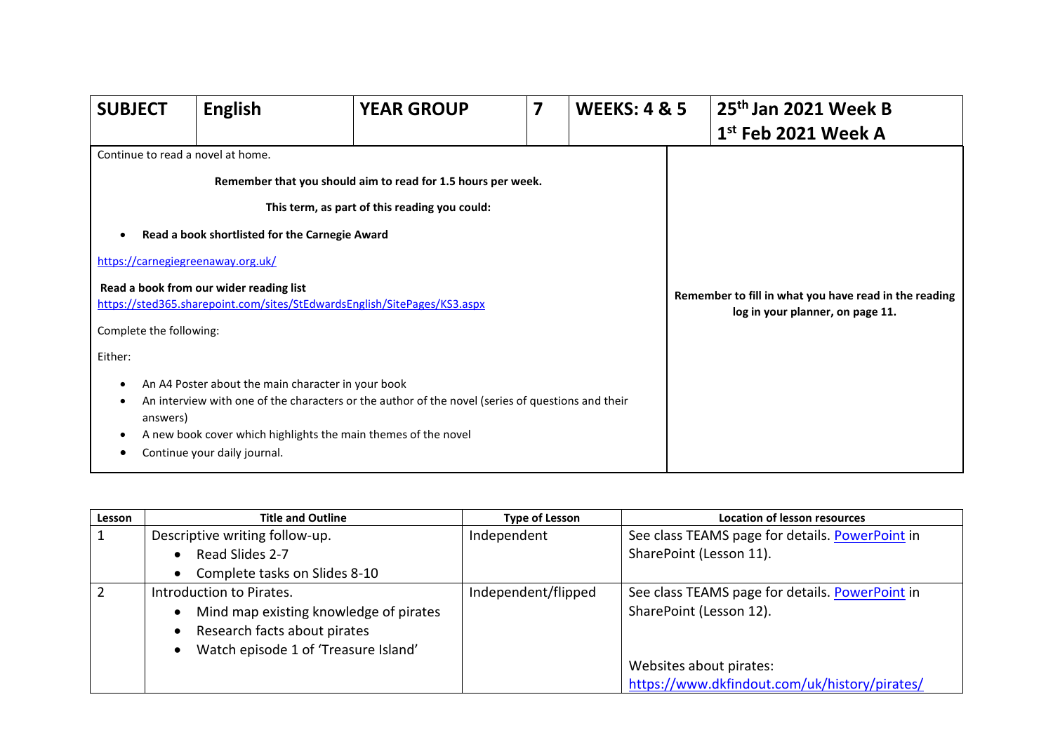| SUBJECT | English | YEAR GROUP | 7 | WEEKS: 4 & 5 | 25th Jan 2021 Week B<br>1st Feb 2021 Week A |
|---|---|---|---|---|---|

Continue to read a novel at home.

**Remember that you should aim to read for 1.5 hours per week.**

**This term, as part of this reading you could:**

- **Read a book shortlisted for the Carnegie Award**

https://carnegiegreenaway.org.uk/

**Read a book from our wider reading list**
https://sted365.sharepoint.com/sites/StEdwardsEnglish/SitePages/KS3.aspx

Complete the following:

Either:

- An A4 Poster about the main character in your book
- An interview with one of the characters or the author of the novel (series of questions and their answers)
- A new book cover which highlights the main themes of the novel
- Continue your daily journal.

**Remember to fill in what you have read in the reading log in your planner, on page 11.**

| Lesson | Title and Outline | Type of Lesson | Location of lesson resources |
|---|---|---|---|
| 1 | Descriptive writing follow-up.<br>• Read Slides 2-7<br>• Complete tasks on Slides 8-10 | Independent | See class TEAMS page for details. PowerPoint in SharePoint (Lesson 11). |
| 2 | Introduction to Pirates.<br>• Mind map existing knowledge of pirates<br>• Research facts about pirates<br>• Watch episode 1 of 'Treasure Island' | Independent/flipped | See class TEAMS page for details. PowerPoint in SharePoint (Lesson 12).<br><br>Websites about pirates:<br>https://www.dkfindout.com/uk/history/pirates/ |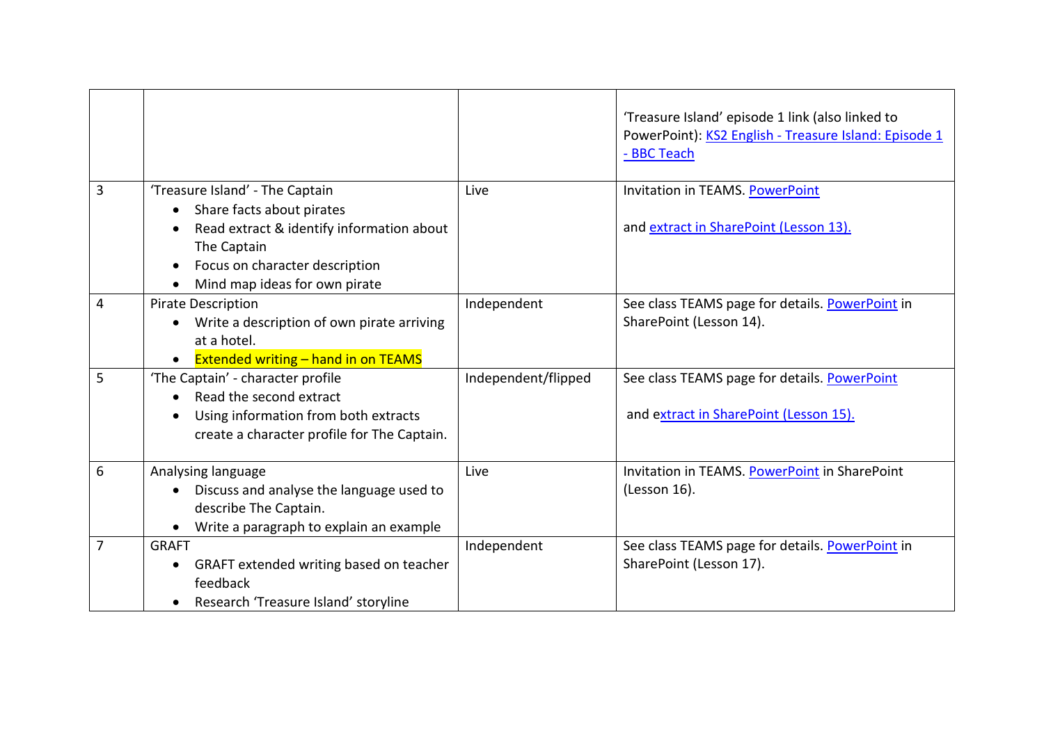| | | | |
|---|---|---|---|
| | | | 'Treasure Island' episode 1 link (also linked to PowerPoint): KS2 English - Treasure Island: Episode 1 - BBC Teach |
| 3 | 'Treasure Island' - The Captain<br>• Share facts about pirates<br>• Read extract & identify information about The Captain<br>• Focus on character description<br>• Mind map ideas for own pirate | Live | Invitation in TEAMS. PowerPoint<br><br>and extract in SharePoint (Lesson 13). |
| 4 | Pirate Description<br>• Write a description of own pirate arriving at a hotel.<br>• Extended writing – hand in on TEAMS | Independent | See class TEAMS page for details. PowerPoint in SharePoint (Lesson 14). |
| 5 | 'The Captain' - character profile<br>• Read the second extract<br>• Using information from both extracts create a character profile for The Captain. | Independent/flipped | See class TEAMS page for details. PowerPoint<br><br>and extract in SharePoint (Lesson 15). |
| 6 | Analysing language<br>• Discuss and analyse the language used to describe The Captain.<br>• Write a paragraph to explain an example | Live | Invitation in TEAMS. PowerPoint in SharePoint (Lesson 16). |
| 7 | GRAFT<br>• GRAFT extended writing based on teacher feedback<br>• Research 'Treasure Island' storyline | Independent | See class TEAMS page for details. PowerPoint in SharePoint (Lesson 17). |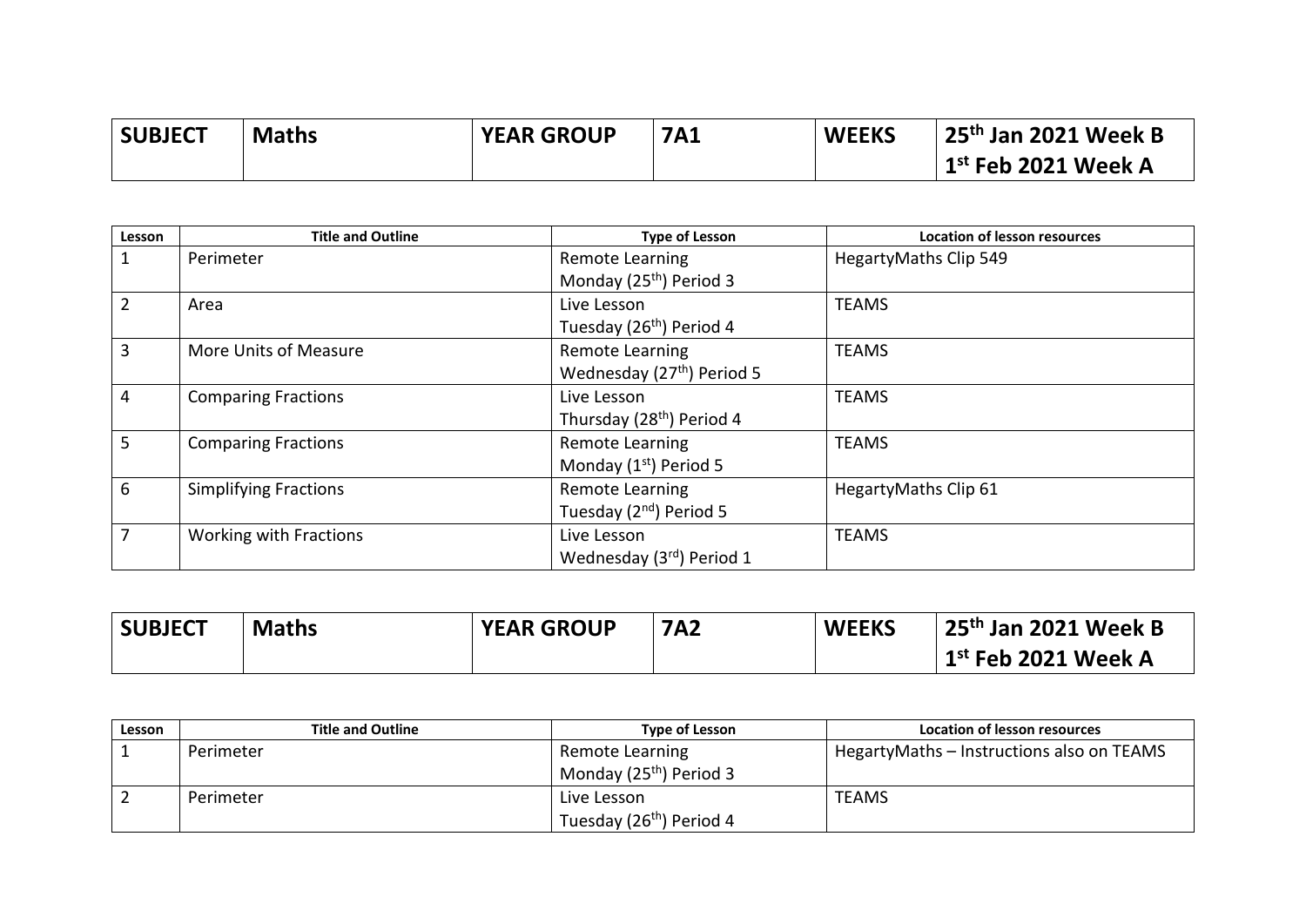| SUBJECT | Maths | YEAR GROUP | 7A1 | WEEKS | 25th Jan 2021 Week B<br>1st Feb 2021 Week A |
|---|---|---|---|---|---|

| Lesson | Title and Outline | Type of Lesson | Location of lesson resources |
|---|---|---|---|
| 1 | Perimeter | Remote Learning<br>Monday (25th) Period 3 | HegartyMaths Clip 549 |
| 2 | Area | Live Lesson<br>Tuesday (26th) Period 4 | TEAMS |
| 3 | More Units of Measure | Remote Learning<br>Wednesday (27th) Period 5 | TEAMS |
| 4 | Comparing Fractions | Live Lesson<br>Thursday (28th) Period 4 | TEAMS |
| 5 | Comparing Fractions | Remote Learning<br>Monday (1st) Period 5 | TEAMS |
| 6 | Simplifying Fractions | Remote Learning<br>Tuesday (2nd) Period 5 | HegartyMaths Clip 61 |
| 7 | Working with Fractions | Live Lesson<br>Wednesday (3rd) Period 1 | TEAMS |

| SUBJECT | Maths | YEAR GROUP | 7A2 | WEEKS | 25th Jan 2021 Week B<br>1st Feb 2021 Week A |
|---|---|---|---|---|---|

| Lesson | Title and Outline | Type of Lesson | Location of lesson resources |
|---|---|---|---|
| 1 | Perimeter | Remote Learning<br>Monday (25th) Period 3 | HegartyMaths – Instructions also on TEAMS |
| 2 | Perimeter | Live Lesson<br>Tuesday (26th) Period 4 | TEAMS |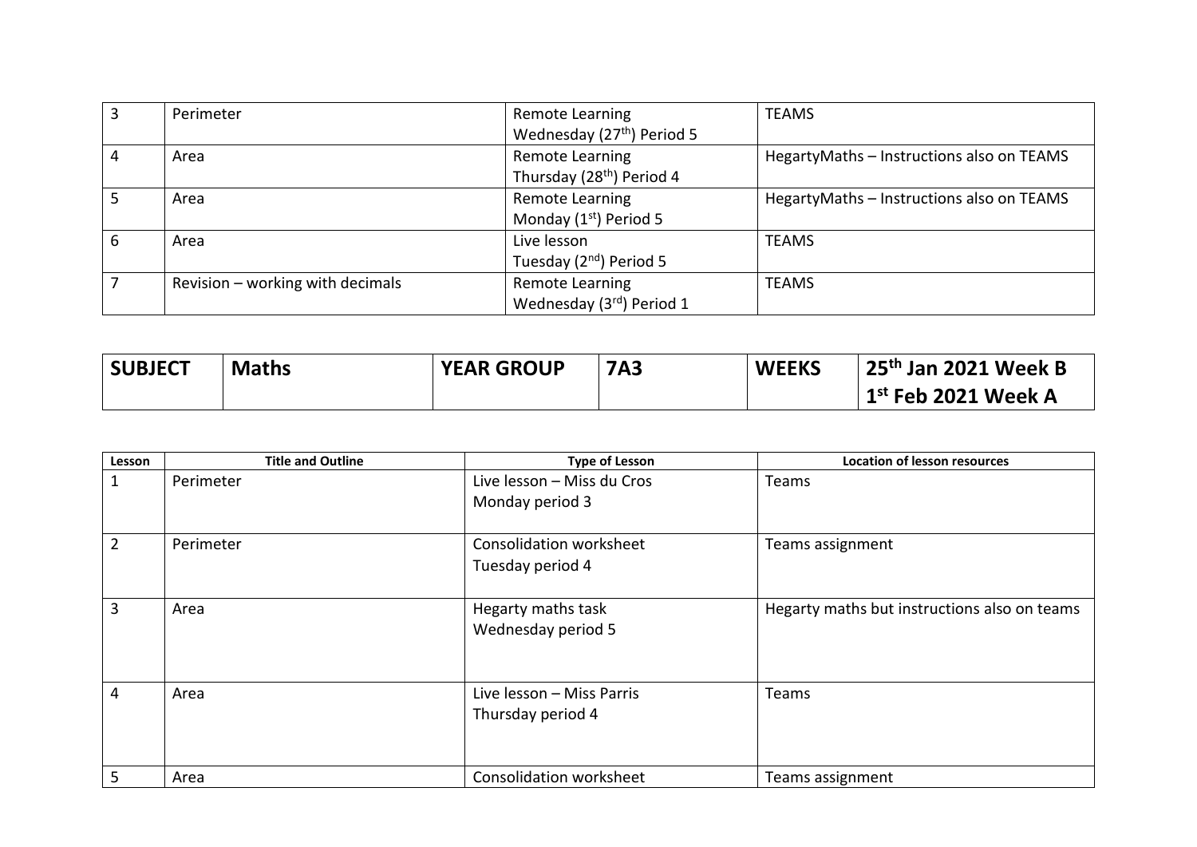| | | | |
|---|---|---|---|
| 3 | Perimeter | Remote Learning<br>Wednesday (27th) Period 5 | TEAMS |
| 4 | Area | Remote Learning<br>Thursday (28th) Period 4 | HegartyMaths – Instructions also on TEAMS |
| 5 | Area | Remote Learning<br>Monday (1st) Period 5 | HegartyMaths – Instructions also on TEAMS |
| 6 | Area | Live lesson<br>Tuesday (2nd) Period 5 | TEAMS |
| 7 | Revision – working with decimals | Remote Learning<br>Wednesday (3rd) Period 1 | TEAMS |

| **SUBJECT** | **Maths** | **YEAR GROUP** | **7A3** | **WEEKS** | **25th Jan 2021 Week B**<br>**1st Feb 2021 Week A** |
|---|---|---|---|---|---|

| Lesson | Title and Outline | Type of Lesson | Location of lesson resources |
|---|---|---|---|
| 1 | Perimeter | Live lesson – Miss du Cros<br>Monday period 3 | Teams |
| 2 | Perimeter | Consolidation worksheet<br>Tuesday period 4 | Teams assignment |
| 3 | Area | Hegarty maths task<br>Wednesday period 5 | Hegarty maths but instructions also on teams |
| 4 | Area | Live lesson – Miss Parris<br>Thursday period 4 | Teams |
| 5 | Area | Consolidation worksheet | Teams assignment |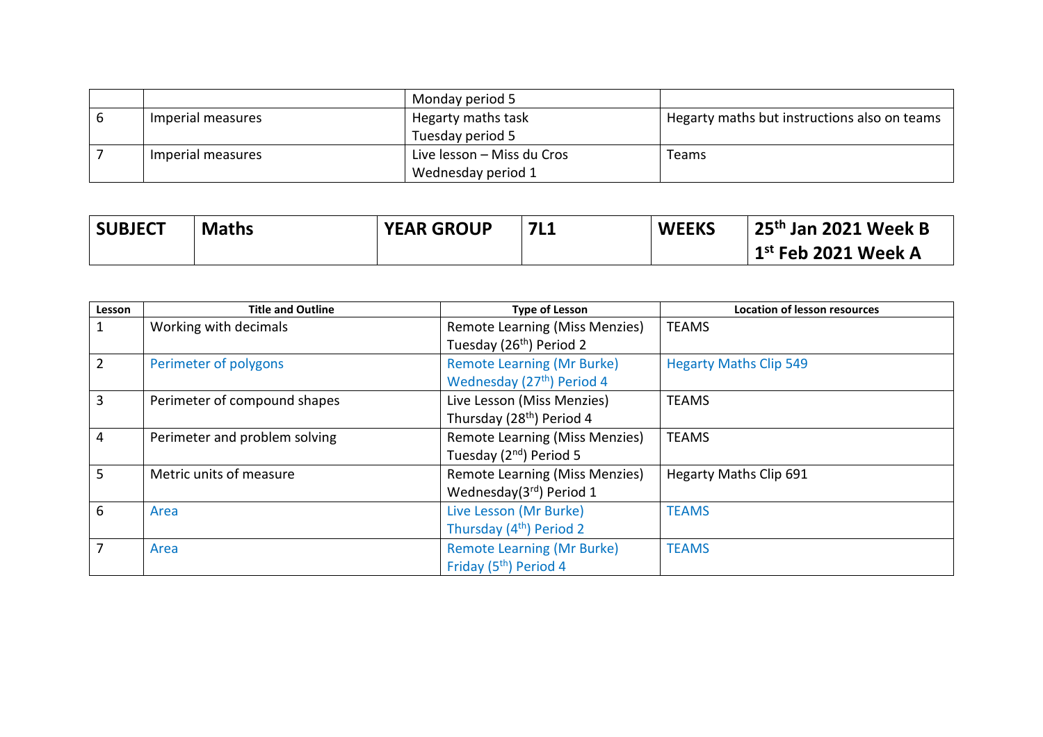| | | Monday period 5 | |
|---|---|---|---|
| 6 | Imperial measures | Hegarty maths task<br>Tuesday period 5 | Hegarty maths but instructions also on teams |
| 7 | Imperial measures | Live lesson – Miss du Cros<br>Wednesday period 1 | Teams |

| **SUBJECT** | **Maths** | **YEAR GROUP** | **7L1** | **WEEKS** | **25th Jan 2021 Week B**<br>**1st Feb 2021 Week A** |
|---|---|---|---|---|---|

| Lesson | Title and Outline | Type of Lesson | Location of lesson resources |
|---|---|---|---|
| 1 | Working with decimals | Remote Learning (Miss Menzies)<br>Tuesday (26th) Period 2 | TEAMS |
| 2 | Perimeter of polygons | Remote Learning (Mr Burke)<br>Wednesday (27th) Period 4 | Hegarty Maths Clip 549 |
| 3 | Perimeter of compound shapes | Live Lesson (Miss Menzies)<br>Thursday (28th) Period 4 | TEAMS |
| 4 | Perimeter and problem solving | Remote Learning (Miss Menzies)<br>Tuesday (2nd) Period 5 | TEAMS |
| 5 | Metric units of measure | Remote Learning (Miss Menzies)<br>Wednesday(3rd) Period 1 | Hegarty Maths Clip 691 |
| 6 | Area | Live Lesson (Mr Burke)<br>Thursday (4th) Period 2 | TEAMS |
| 7 | Area | Remote Learning (Mr Burke)<br>Friday (5th) Period 4 | TEAMS |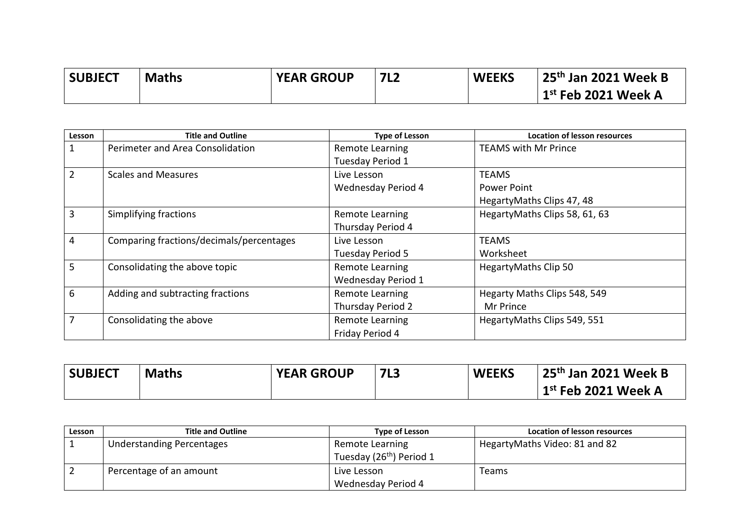| SUBJECT | Maths | YEAR GROUP | 7L2 | WEEKS | 25th Jan 2021 Week B<br>1st Feb 2021 Week A |
|---|---|---|---|---|---|

| Lesson | Title and Outline | Type of Lesson | Location of lesson resources |
|---|---|---|---|
| 1 | Perimeter and Area Consolidation | Remote Learning<br>Tuesday Period 1 | TEAMS with Mr Prince |
| 2 | Scales and Measures | Live Lesson<br>Wednesday Period 4 | TEAMS<br>Power Point<br>HegartyMaths Clips 47, 48 |
| 3 | Simplifying fractions | Remote Learning<br>Thursday Period 4 | HegartyMaths Clips 58, 61, 63 |
| 4 | Comparing fractions/decimals/percentages | Live Lesson<br>Tuesday Period 5 | TEAMS<br>Worksheet |
| 5 | Consolidating the above topic | Remote Learning<br>Wednesday Period 1 | HegartyMaths Clip 50 |
| 6 | Adding and subtracting fractions | Remote Learning<br>Thursday Period 2 | Hegarty Maths Clips 548, 549<br>Mr Prince |
| 7 | Consolidating the above | Remote Learning<br>Friday Period 4 | HegartyMaths Clips 549, 551 |

| SUBJECT | Maths | YEAR GROUP | 7L3 | WEEKS | 25th Jan 2021 Week B<br>1st Feb 2021 Week A |
|---|---|---|---|---|---|

| Lesson | Title and Outline | Type of Lesson | Location of lesson resources |
|---|---|---|---|
| 1 | Understanding Percentages | Remote Learning<br>Tuesday (26th) Period 1 | HegartyMaths Video: 81 and 82 |
| 2 | Percentage of an amount | Live Lesson<br>Wednesday Period 4 | Teams |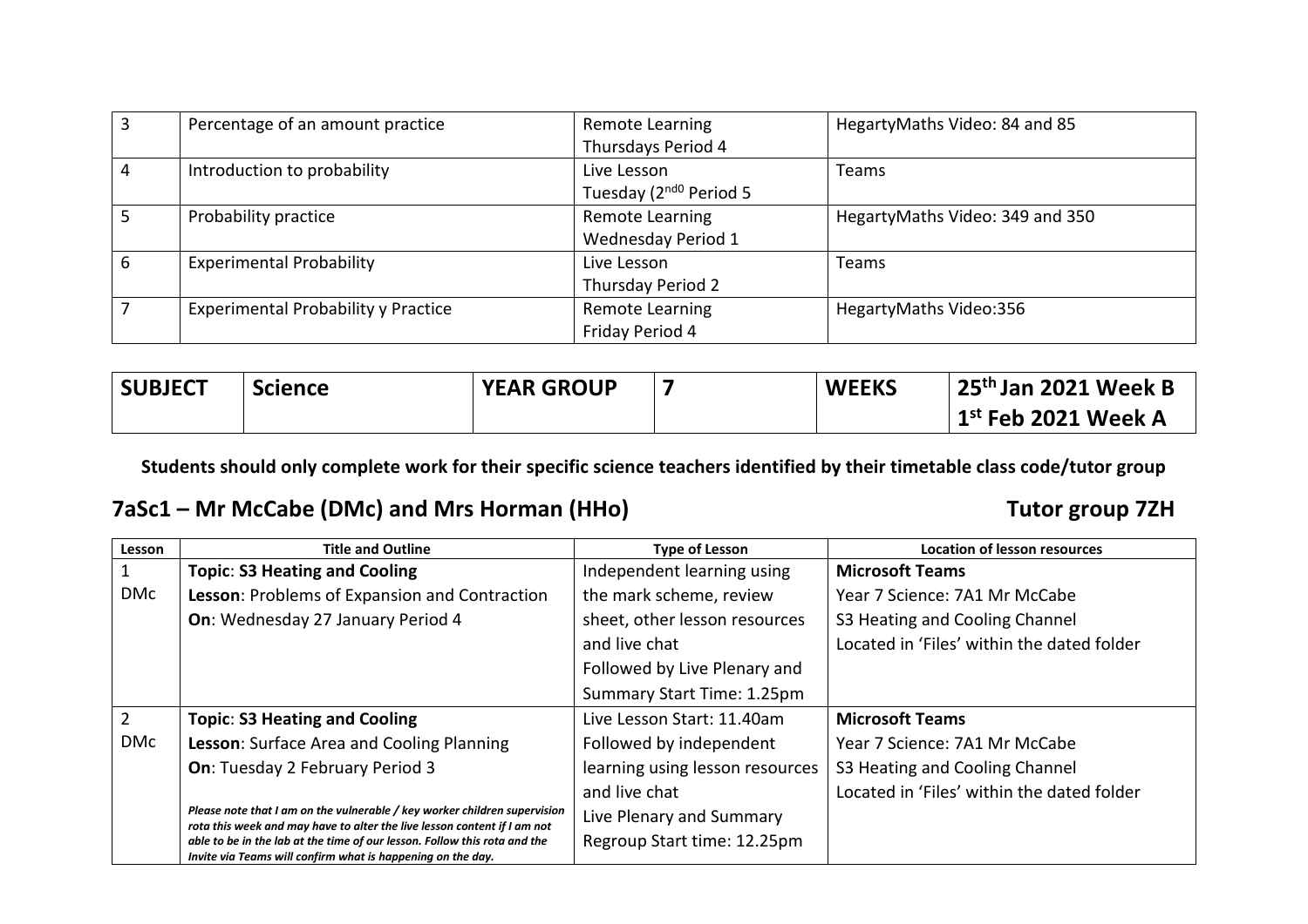| 3 | Percentage of an amount practice | Remote Learning<br>Thursdays Period 4 | HegartyMaths Video: 84 and 85 |
|---|---|---|---|
| 4 | Introduction to probability | Live Lesson<br>Tuesday (2nd0 Period 5 | Teams |
| 5 | Probability practice | Remote Learning<br>Wednesday Period 1 | HegartyMaths Video: 349 and 350 |
| 6 | Experimental Probability | Live Lesson<br>Thursday Period 2 | Teams |
| 7 | Experimental Probability y Practice | Remote Learning<br>Friday Period 4 | HegartyMaths Video:356 |

| **SUBJECT** | **Science** | **YEAR GROUP** | **7** | **WEEKS** | **25th Jan 2021 Week B**<br>**1st Feb 2021 Week A** |
|---|---|---|---|---|---|

**Students should only complete work for their specific science teachers identified by their timetable class code/tutor group**

## 7aSc1 – Mr McCabe (DMc) and Mrs Horman (HHo) Tutor group 7ZH

| Lesson | Title and Outline | Type of Lesson | Location of lesson resources |
|---|---|---|---|
| 1<br>DMc | **Topic**: **S3 Heating and Cooling**<br>**Lesson**: Problems of Expansion and Contraction<br>**On**: Wednesday 27 January Period 4 | Independent learning using the mark scheme, review sheet, other lesson resources and live chat<br>Followed by Live Plenary and Summary Start Time: 1.25pm | **Microsoft Teams**<br>Year 7 Science: 7A1 Mr McCabe<br>S3 Heating and Cooling Channel<br>Located in 'Files' within the dated folder |
| 2<br>DMc | **Topic**: **S3 Heating and Cooling**<br>**Lesson**: Surface Area and Cooling Planning<br>**On**: Tuesday 2 February Period 3<br><br>***Please note that I am on the vulnerable / key worker children supervision rota this week and may have to alter the live lesson content if I am not able to be in the lab at the time of our lesson. Follow this rota and the Invite via Teams will confirm what is happening on the day.*** | Live Lesson Start: 11.40am<br>Followed by independent learning using lesson resources and live chat<br>Live Plenary and Summary Regroup Start time: 12.25pm | **Microsoft Teams**<br>Year 7 Science: 7A1 Mr McCabe<br>S3 Heating and Cooling Channel<br>Located in 'Files' within the dated folder |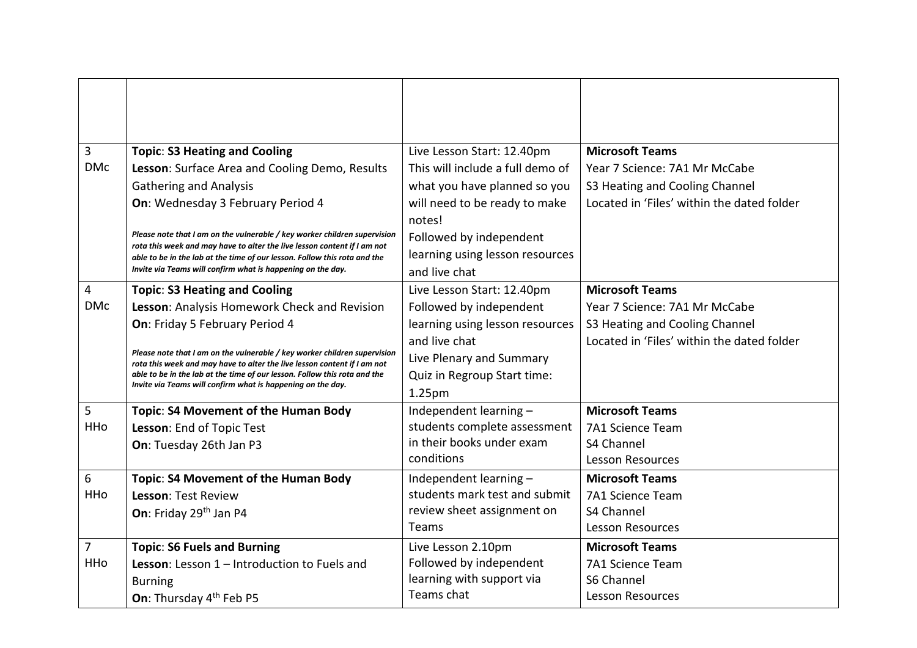| | | | |
|---|---|---|---|
| 3<br>DMc | **Topic: S3 Heating and Cooling**<br>**Lesson**: Surface Area and Cooling Demo, Results Gathering and Analysis<br>**On**: Wednesday 3 February Period 4<br><br>***Please note that I am on the vulnerable / key worker children supervision rota this week and may have to alter the live lesson content if I am not able to be in the lab at the time of our lesson. Follow this rota and the Invite via Teams will confirm what is happening on the day.*** | Live Lesson Start: 12.40pm<br>This will include a full demo of what you have planned so you will need to be ready to make notes!<br>Followed by independent learning using lesson resources and live chat | **Microsoft Teams**<br>Year 7 Science: 7A1 Mr McCabe<br>S3 Heating and Cooling Channel<br>Located in 'Files' within the dated folder |
| 4<br>DMc | **Topic: S3 Heating and Cooling**<br>**Lesson**: Analysis Homework Check and Revision<br>**On**: Friday 5 February Period 4<br><br>***Please note that I am on the vulnerable / key worker children supervision rota this week and may have to alter the live lesson content if I am not able to be in the lab at the time of our lesson. Follow this rota and the Invite via Teams will confirm what is happening on the day.*** | Live Lesson Start: 12.40pm<br>Followed by independent learning using lesson resources and live chat<br>Live Plenary and Summary Quiz in Regroup Start time: 1.25pm | **Microsoft Teams**<br>Year 7 Science: 7A1 Mr McCabe<br>S3 Heating and Cooling Channel<br>Located in 'Files' within the dated folder |
| 5<br>HHo | **Topic: S4 Movement of the Human Body**<br>**Lesson**: End of Topic Test<br>**On**: Tuesday 26th Jan P3 | Independent learning – students complete assessment in their books under exam conditions | **Microsoft Teams**<br>7A1 Science Team<br>S4 Channel<br>Lesson Resources |
| 6<br>HHo | **Topic: S4 Movement of the Human Body**<br>**Lesson**: Test Review<br>**On**: Friday 29th Jan P4 | Independent learning – students mark test and submit review sheet assignment on Teams | **Microsoft Teams**<br>7A1 Science Team<br>S4 Channel<br>Lesson Resources |
| 7<br>HHo | **Topic: S6 Fuels and Burning**<br>**Lesson**: Lesson 1 – Introduction to Fuels and Burning<br>**On**: Thursday 4th Feb P5 | Live Lesson 2.10pm<br>Followed by independent learning with support via Teams chat | **Microsoft Teams**<br>7A1 Science Team<br>S6 Channel<br>Lesson Resources |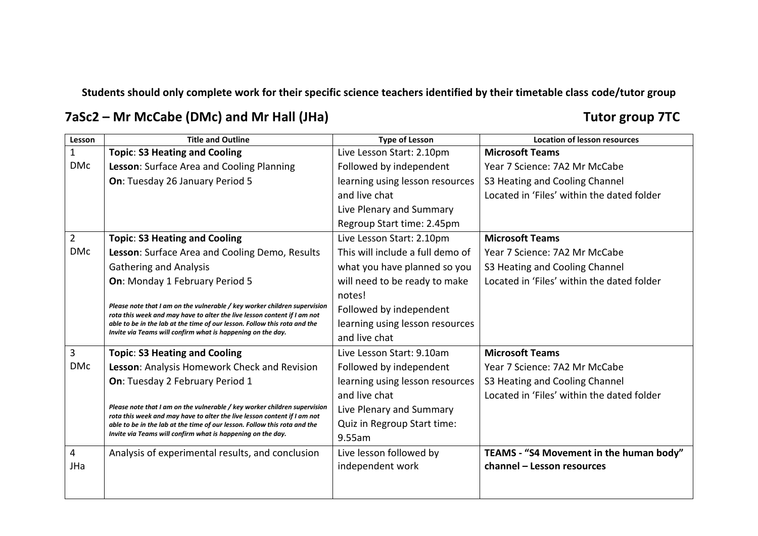**Students should only complete work for their specific science teachers identified by their timetable class code/tutor group**

## 7aSc2 – Mr McCabe (DMc) and Mr Hall (JHa) Tutor group 7TC

| Lesson | Title and Outline | Type of Lesson | Location of lesson resources |
|---|---|---|---|
| 1 DMc | **Topic**: **S3 Heating and Cooling**<br>**Lesson**: Surface Area and Cooling Planning<br>**On**: Tuesday 26 January Period 5 | Live Lesson Start: 2.10pm<br>Followed by independent learning using lesson resources and live chat<br>Live Plenary and Summary<br>Regroup Start time: 2.45pm | **Microsoft Teams**<br>Year 7 Science: 7A2 Mr McCabe<br>S3 Heating and Cooling Channel<br>Located in 'Files' within the dated folder |
| 2 DMc | **Topic**: **S3 Heating and Cooling**<br>**Lesson**: Surface Area and Cooling Demo, Results Gathering and Analysis<br>**On**: Monday 1 February Period 5<br>***Please note that I am on the vulnerable / key worker children supervision rota this week and may have to alter the live lesson content if I am not able to be in the lab at the time of our lesson. Follow this rota and the Invite via Teams will confirm what is happening on the day.*** | Live Lesson Start: 2.10pm<br>This will include a full demo of what you have planned so you will need to be ready to make notes!<br>Followed by independent learning using lesson resources and live chat | **Microsoft Teams**<br>Year 7 Science: 7A2 Mr McCabe<br>S3 Heating and Cooling Channel<br>Located in 'Files' within the dated folder |
| 3 DMc | **Topic**: **S3 Heating and Cooling**<br>**Lesson**: Analysis Homework Check and Revision<br>**On**: Tuesday 2 February Period 1<br>***Please note that I am on the vulnerable / key worker children supervision rota this week and may have to alter the live lesson content if I am not able to be in the lab at the time of our lesson. Follow this rota and the Invite via Teams will confirm what is happening on the day.*** | Live Lesson Start: 9.10am<br>Followed by independent learning using lesson resources and live chat<br>Live Plenary and Summary<br>Quiz in Regroup Start time: 9.55am | **Microsoft Teams**<br>Year 7 Science: 7A2 Mr McCabe<br>S3 Heating and Cooling Channel<br>Located in 'Files' within the dated folder |
| 4 JHa | Analysis of experimental results, and conclusion | Live lesson followed by independent work | **TEAMS - "S4 Movement in the human body" channel – Lesson resources** |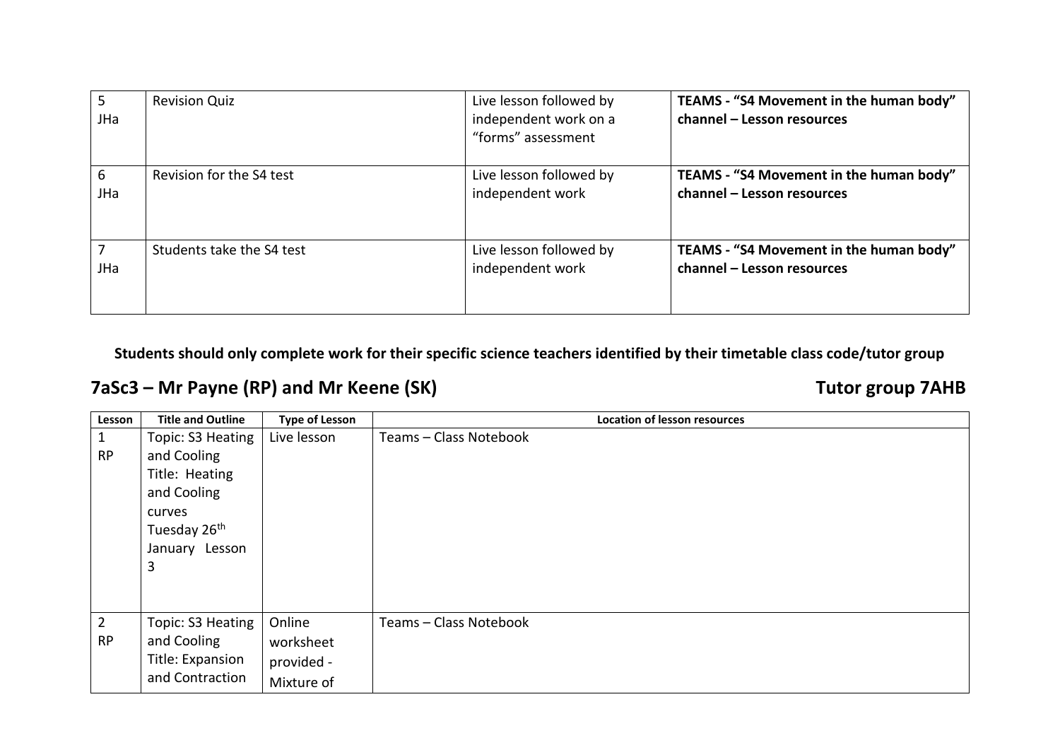| | | | |
|---|---|---|---|
| 5<br>JHa | Revision Quiz | Live lesson followed by independent work on a "forms" assessment | **TEAMS - "S4 Movement in the human body" channel – Lesson resources** |
| 6<br>JHa | Revision for the S4 test | Live lesson followed by independent work | **TEAMS - "S4 Movement in the human body" channel – Lesson resources** |
| 7<br>JHa | Students take the S4 test | Live lesson followed by independent work | **TEAMS - "S4 Movement in the human body" channel – Lesson resources** |

**Students should only complete work for their specific science teachers identified by their timetable class code/tutor group**

## 7aSc3 – Mr Payne (RP) and Mr Keene (SK) Tutor group 7AHB

| Lesson | Title and Outline | Type of Lesson | Location of lesson resources |
|---|---|---|---|
| 1<br>RP | Topic: S3 Heating and Cooling<br>Title: Heating and Cooling curves<br>Tuesday 26th January Lesson 3 | Live lesson | Teams – Class Notebook |
| 2<br>RP | Topic: S3 Heating and Cooling<br>Title: Expansion and Contraction | Online worksheet provided - Mixture of | Teams – Class Notebook |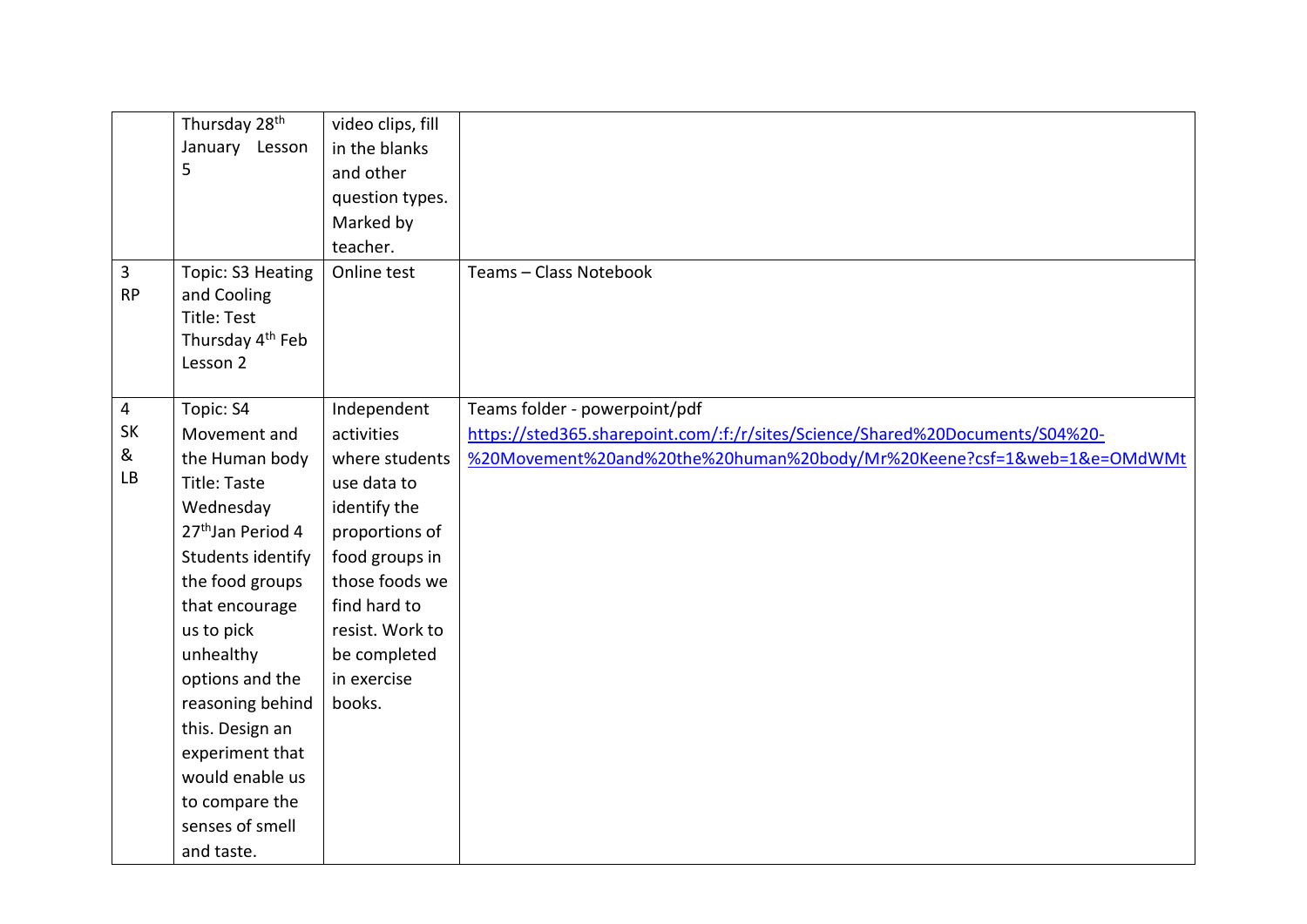| | | | |
|---|---|---|---|
| | Thursday 28th January Lesson 5 | video clips, fill in the blanks and other question types. Marked by teacher. | |
| 3 RP | Topic: S3 Heating and Cooling Title: Test Thursday 4th Feb Lesson 2 | Online test | Teams – Class Notebook |
| 4 SK & LB | Topic: S4 Movement and the Human body Title: Taste Wednesday 27thJan Period 4 Students identify the food groups that encourage us to pick unhealthy options and the reasoning behind this. Design an experiment that would enable us to compare the senses of smell and taste. | Independent activities where students use data to identify the proportions of food groups in those foods we find hard to resist. Work to be completed in exercise books. | Teams folder - powerpoint/pdf https://sted365.sharepoint.com/:f:/r/sites/Science/Shared%20Documents/S04%20-%20Movement%20and%20the%20human%20body/Mr%20Keene?csf=1&web=1&e=OMdWMt |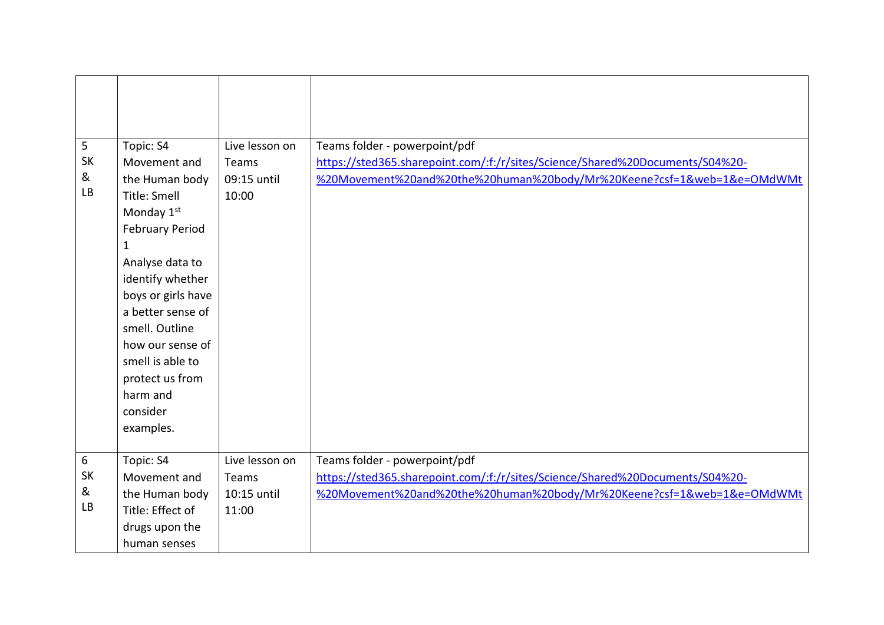| | | | |
|---|---|---|---|
| | | | |
| 5 SK & LB | Topic: S4 Movement and the Human body Title: Smell Monday 1st February Period 1 Analyse data to identify whether boys or girls have a better sense of smell. Outline how our sense of smell is able to protect us from harm and consider examples. | Live lesson on Teams 09:15 until 10:00 | Teams folder - powerpoint/pdf [https://sted365.sharepoint.com/:f:/r/sites/Science/Shared%20Documents/S04%20-%20Movement%20and%20the%20human%20body/Mr%20Keene?csf=1&web=1&e=OMdWMt](https://sted365.sharepoint.com/:f:/r/sites/Science/Shared%20Documents/S04%20-%20Movement%20and%20the%20human%20body/Mr%20Keene?csf=1&web=1&e=OMdWMt) |
| 6 SK & LB | Topic: S4 Movement and the Human body Title: Effect of drugs upon the human senses | Live lesson on Teams 10:15 until 11:00 | Teams folder - powerpoint/pdf [https://sted365.sharepoint.com/:f:/r/sites/Science/Shared%20Documents/S04%20-%20Movement%20and%20the%20human%20body/Mr%20Keene?csf=1&web=1&e=OMdWMt](https://sted365.sharepoint.com/:f:/r/sites/Science/Shared%20Documents/S04%20-%20Movement%20and%20the%20human%20body/Mr%20Keene?csf=1&web=1&e=OMdWMt) |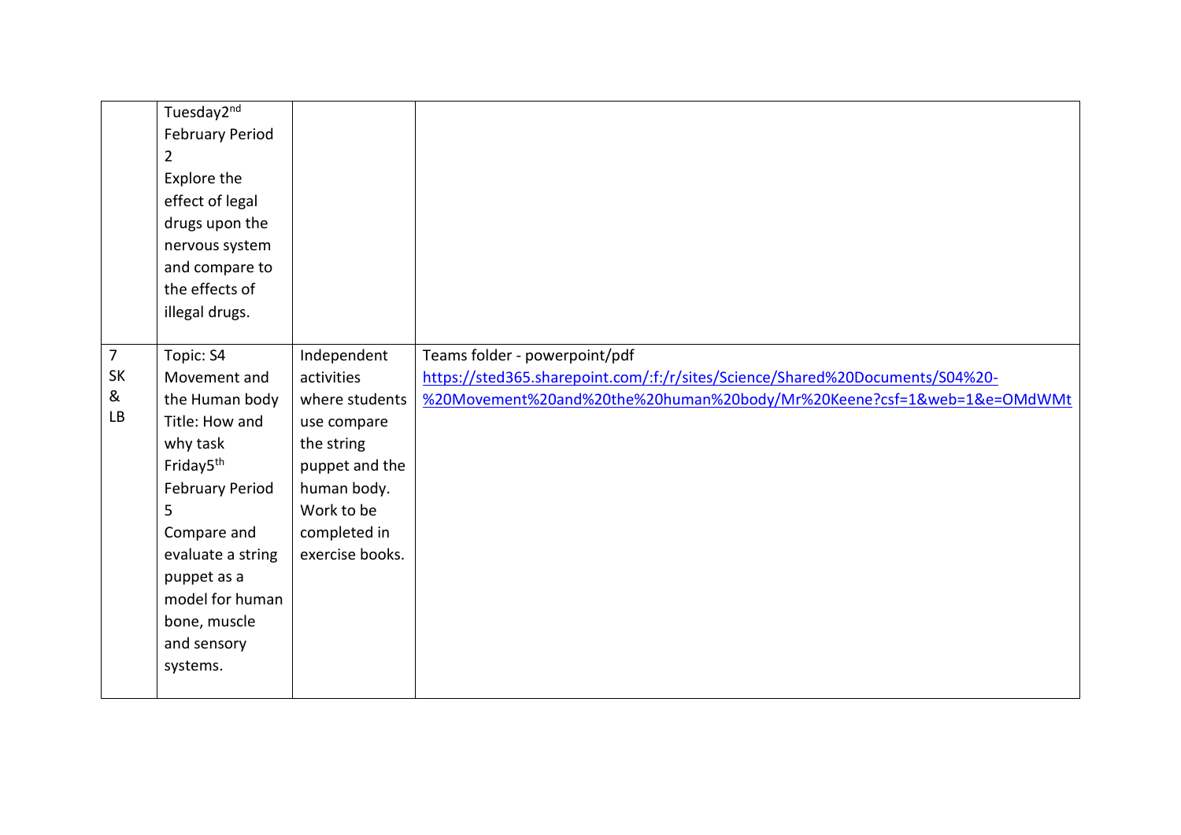| | | | |
|---|---|---|---|
| | Tuesday2nd February Period 2 Explore the effect of legal drugs upon the nervous system and compare to the effects of illegal drugs. | | |
| 7 SK & LB | Topic: S4 Movement and the Human body Title: How and why task Friday5th February Period 5 Compare and evaluate a string puppet as a model for human bone, muscle and sensory systems. | Independent activities where students use compare the string puppet and the human body. Work to be completed in exercise books. | Teams folder - powerpoint/pdf https://sted365.sharepoint.com/:f:/r/sites/Science/Shared%20Documents/S04%20-%20Movement%20and%20the%20human%20body/Mr%20Keene?csf=1&web=1&e=OMdWMt |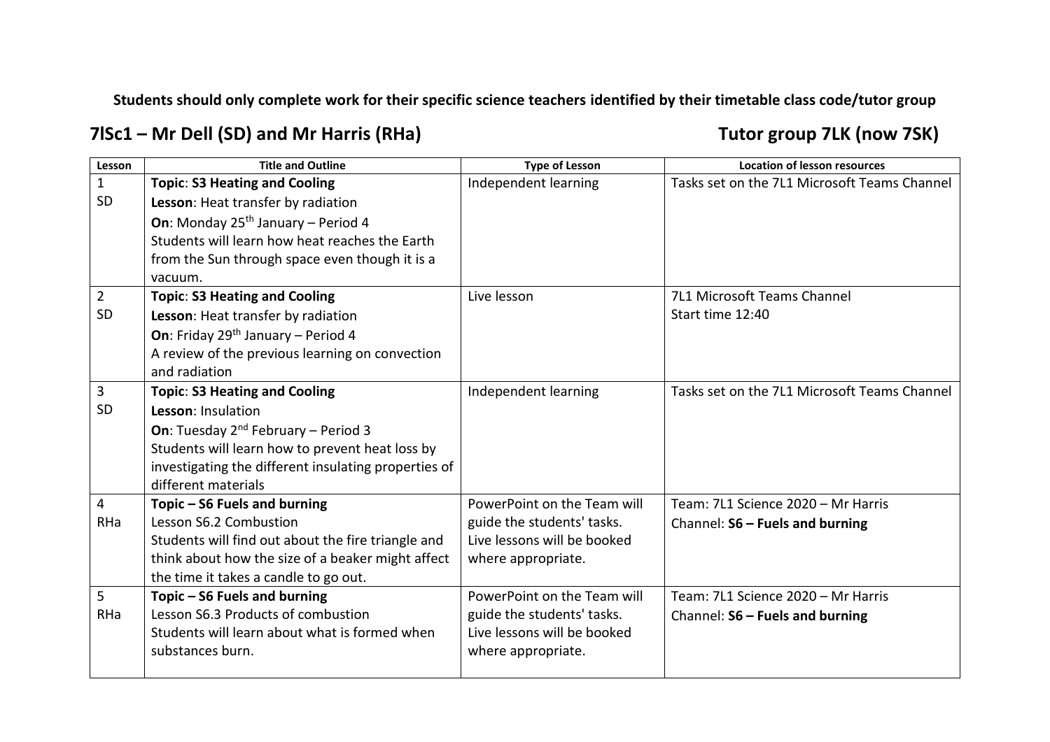**Students should only complete work for their specific science teachers identified by their timetable class code/tutor group**

## 7lSc1 – Mr Dell (SD) and Mr Harris (RHa)

## Tutor group 7LK (now 7SK)

| Lesson | Title and Outline | Type of Lesson | Location of lesson resources |
|---|---|---|---|
| 1<br>SD | **Topic**: **S3 Heating and Cooling**<br>**Lesson**: Heat transfer by radiation<br>**On**: Monday 25th January – Period 4<br>Students will learn how heat reaches the Earth from the Sun through space even though it is a vacuum. | Independent learning | Tasks set on the 7L1 Microsoft Teams Channel |
| 2<br>SD | **Topic**: **S3 Heating and Cooling**<br>**Lesson**: Heat transfer by radiation<br>**On**: Friday 29th January – Period 4<br>A review of the previous learning on convection and radiation | Live lesson | 7L1 Microsoft Teams Channel<br>Start time 12:40 |
| 3<br>SD | **Topic**: **S3 Heating and Cooling**<br>**Lesson**: Insulation<br>**On**: Tuesday 2nd February – Period 3<br>Students will learn how to prevent heat loss by investigating the different insulating properties of different materials | Independent learning | Tasks set on the 7L1 Microsoft Teams Channel |
| 4<br>RHa | **Topic – S6 Fuels and burning**<br>Lesson S6.2 Combustion<br>Students will find out about the fire triangle and think about how the size of a beaker might affect the time it takes a candle to go out. | PowerPoint on the Team will guide the students' tasks. Live lessons will be booked where appropriate. | Team: 7L1 Science 2020 – Mr Harris<br>Channel: **S6 – Fuels and burning** |
| 5<br>RHa | **Topic – S6 Fuels and burning**<br>Lesson S6.3 Products of combustion<br>Students will learn about what is formed when substances burn. | PowerPoint on the Team will guide the students' tasks. Live lessons will be booked where appropriate. | Team: 7L1 Science 2020 – Mr Harris<br>Channel: **S6 – Fuels and burning** |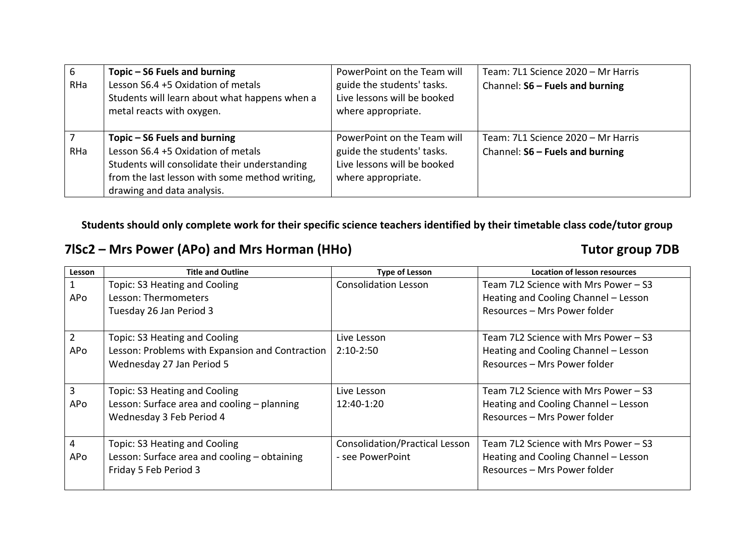| | | | |
|---|---|---|---|
| 6<br>RHa | **Topic – S6 Fuels and burning**<br>Lesson S6.4 +5 Oxidation of metals<br>Students will learn about what happens when a metal reacts with oxygen. | PowerPoint on the Team will guide the students' tasks. Live lessons will be booked where appropriate. | Team: 7L1 Science 2020 – Mr Harris<br>Channel: **S6 – Fuels and burning** |
| 7<br>RHa | **Topic – S6 Fuels and burning**<br>Lesson S6.4 +5 Oxidation of metals<br>Students will consolidate their understanding from the last lesson with some method writing, drawing and data analysis. | PowerPoint on the Team will guide the students' tasks. Live lessons will be booked where appropriate. | Team: 7L1 Science 2020 – Mr Harris<br>Channel: **S6 – Fuels and burning** |

**Students should only complete work for their specific science teachers identified by their timetable class code/tutor group**

## 7lSc2 – Mrs Power (APo) and Mrs Horman (HHo) — Tutor group 7DB

| Lesson | Title and Outline | Type of Lesson | Location of lesson resources |
|---|---|---|---|
| 1<br>APo | Topic: S3 Heating and Cooling<br>Lesson: Thermometers<br>Tuesday 26 Jan Period 3 | Consolidation Lesson | Team 7L2 Science with Mrs Power – S3 Heating and Cooling Channel – Lesson Resources – Mrs Power folder |
| 2<br>APo | Topic: S3 Heating and Cooling<br>Lesson: Problems with Expansion and Contraction<br>Wednesday 27 Jan Period 5 | Live Lesson<br>2:10-2:50 | Team 7L2 Science with Mrs Power – S3 Heating and Cooling Channel – Lesson Resources – Mrs Power folder |
| 3<br>APo | Topic: S3 Heating and Cooling<br>Lesson: Surface area and cooling – planning<br>Wednesday 3 Feb Period 4 | Live Lesson<br>12:40-1:20 | Team 7L2 Science with Mrs Power – S3 Heating and Cooling Channel – Lesson Resources – Mrs Power folder |
| 4<br>APo | Topic: S3 Heating and Cooling<br>Lesson: Surface area and cooling – obtaining<br>Friday 5 Feb Period 3 | Consolidation/Practical Lesson - see PowerPoint | Team 7L2 Science with Mrs Power – S3 Heating and Cooling Channel – Lesson Resources – Mrs Power folder |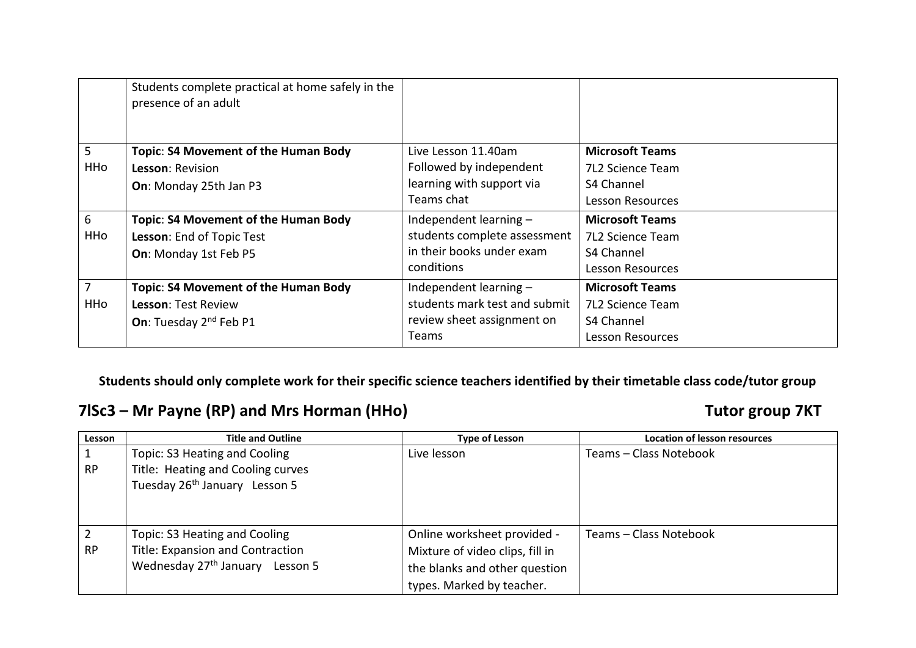|  | Students complete practical at home safely in the presence of an adult |  |  |
|---|---|---|---|
| 5<br>HHo | **Topic**: **S4 Movement of the Human Body**<br>**Lesson**: Revision<br>**On**: Monday 25th Jan P3 | Live Lesson 11.40am<br>Followed by independent learning with support via Teams chat | **Microsoft Teams**<br>7L2 Science Team<br>S4 Channel<br>Lesson Resources |
| 6<br>HHo | **Topic**: **S4 Movement of the Human Body**<br>**Lesson**: End of Topic Test<br>**On**: Monday 1st Feb P5 | Independent learning – students complete assessment in their books under exam conditions | **Microsoft Teams**<br>7L2 Science Team<br>S4 Channel<br>Lesson Resources |
| 7<br>HHo | **Topic**: **S4 Movement of the Human Body**<br>**Lesson**: Test Review<br>**On**: Tuesday 2nd Feb P1 | Independent learning – students mark test and submit review sheet assignment on Teams | **Microsoft Teams**<br>7L2 Science Team<br>S4 Channel<br>Lesson Resources |

**Students should only complete work for their specific science teachers identified by their timetable class code/tutor group**

## 7lSc3 – Mr Payne (RP) and Mrs Horman (HHo) Tutor group 7KT

| Lesson | Title and Outline | Type of Lesson | Location of lesson resources |
|---|---|---|---|
| 1<br>RP | Topic: S3 Heating and Cooling<br>Title: Heating and Cooling curves<br>Tuesday 26th January Lesson 5 | Live lesson | Teams – Class Notebook |
| 2<br>RP | Topic: S3 Heating and Cooling<br>Title: Expansion and Contraction<br>Wednesday 27th January Lesson 5 | Online worksheet provided - Mixture of video clips, fill in the blanks and other question types. Marked by teacher. | Teams – Class Notebook |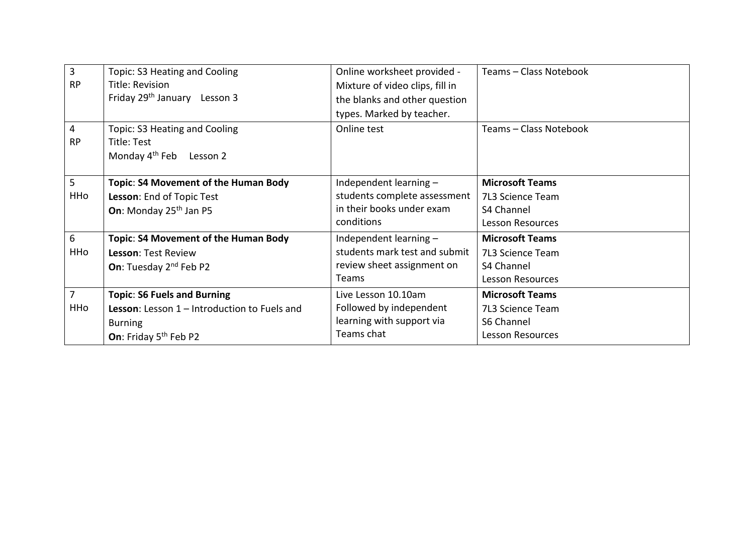| 3<br>RP | Topic: S3 Heating and Cooling<br>Title: Revision<br>Friday 29th January   Lesson 3 | Online worksheet provided - Mixture of video clips, fill in the blanks and other question types. Marked by teacher. | Teams – Class Notebook |
|---|---|---|---|
| 4<br>RP | Topic: S3 Heating and Cooling<br>Title: Test<br>Monday 4th Feb   Lesson 2 | Online test | Teams – Class Notebook |
| 5<br>HHo | **Topic**: **S4 Movement of the Human Body**<br>**Lesson**: End of Topic Test<br>**On**: Monday 25th Jan P5 | Independent learning – students complete assessment in their books under exam conditions | **Microsoft Teams**<br>7L3 Science Team<br>S4 Channel<br>Lesson Resources |
| 6<br>HHo | **Topic**: **S4 Movement of the Human Body**<br>**Lesson**: Test Review<br>**On**: Tuesday 2nd Feb P2 | Independent learning – students mark test and submit review sheet assignment on Teams | **Microsoft Teams**<br>7L3 Science Team<br>S4 Channel<br>Lesson Resources |
| 7<br>HHo | **Topic**: **S6 Fuels and Burning**<br>**Lesson**: Lesson 1 – Introduction to Fuels and Burning<br>**On**: Friday 5th Feb P2 | Live Lesson 10.10am<br>Followed by independent learning with support via Teams chat | **Microsoft Teams**<br>7L3 Science Team<br>S6 Channel<br>Lesson Resources |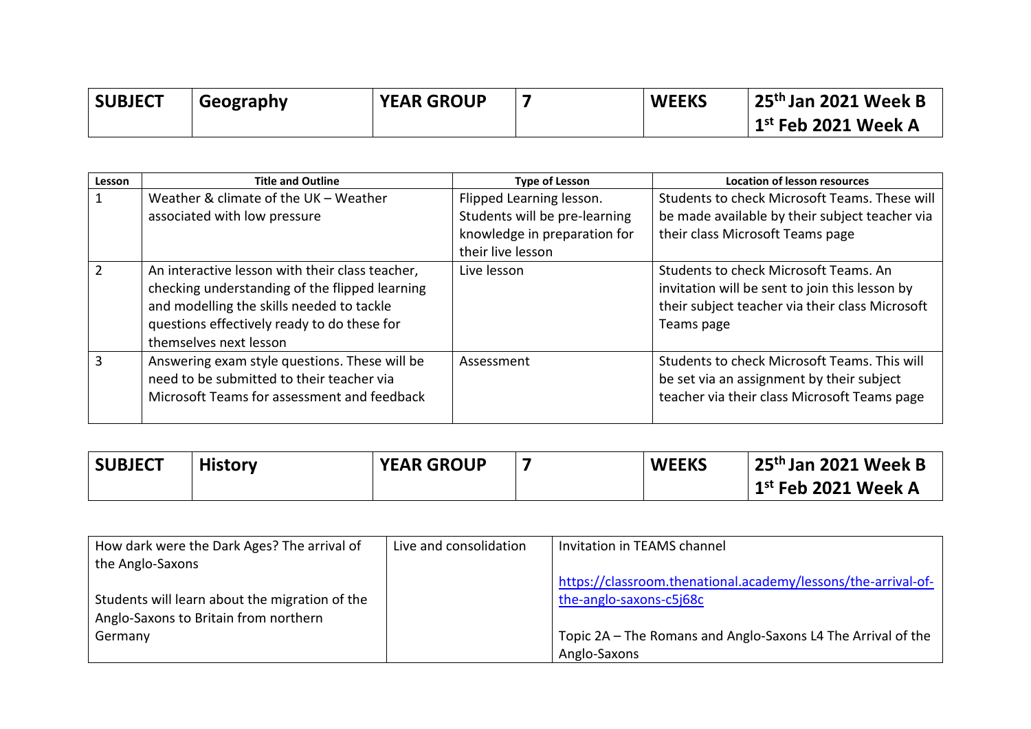| SUBJECT | Geography | YEAR GROUP | 7 | WEEKS | 25th Jan 2021 Week B<br>1st Feb 2021 Week A |
|---|---|---|---|---|---|

| Lesson | Title and Outline | Type of Lesson | Location of lesson resources |
|---|---|---|---|
| 1 | Weather & climate of the UK – Weather associated with low pressure | Flipped Learning lesson. Students will be pre-learning knowledge in preparation for their live lesson | Students to check Microsoft Teams. These will be made available by their subject teacher via their class Microsoft Teams page |
| 2 | An interactive lesson with their class teacher, checking understanding of the flipped learning and modelling the skills needed to tackle questions effectively ready to do these for themselves next lesson | Live lesson | Students to check Microsoft Teams. An invitation will be sent to join this lesson by their subject teacher via their class Microsoft Teams page |
| 3 | Answering exam style questions. These will be need to be submitted to their teacher via Microsoft Teams for assessment and feedback | Assessment | Students to check Microsoft Teams. This will be set via an assignment by their subject teacher via their class Microsoft Teams page |

| SUBJECT | History | YEAR GROUP | 7 | WEEKS | 25th Jan 2021 Week B<br>1st Feb 2021 Week A |
|---|---|---|---|---|---|

| | | |
|---|---|---|
| How dark were the Dark Ages? The arrival of the Anglo-Saxons<br><br>Students will learn about the migration of the Anglo-Saxons to Britain from northern Germany | Live and consolidation | Invitation in TEAMS channel<br><br>https://classroom.thenational.academy/lessons/the-arrival-of-the-anglo-saxons-c5j68c<br><br>Topic 2A – The Romans and Anglo-Saxons L4 The Arrival of the Anglo-Saxons |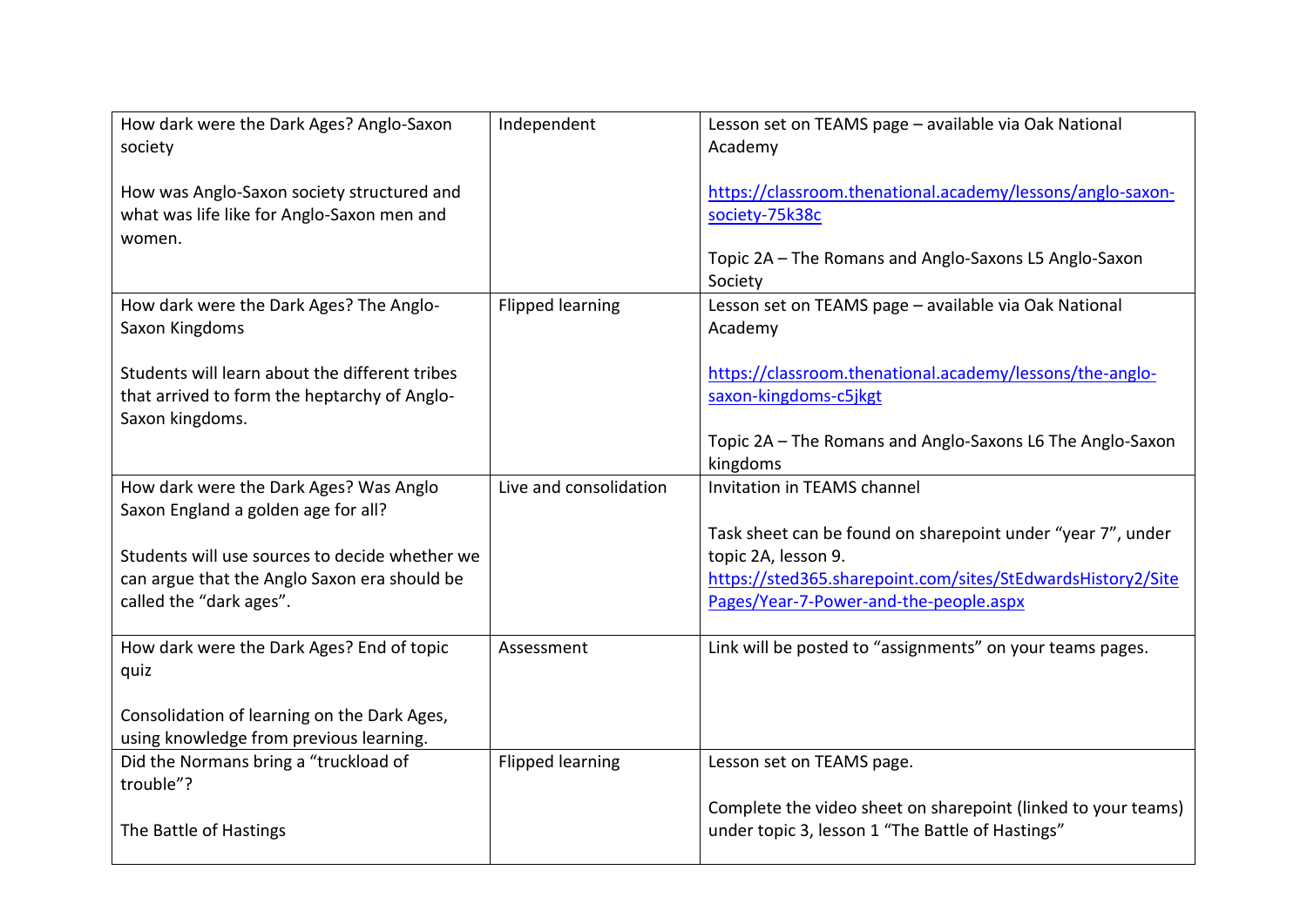| How dark were the Dark Ages? Anglo-Saxon society<br><br>How was Anglo-Saxon society structured and what was life like for Anglo-Saxon men and women. | Independent | Lesson set on TEAMS page – available via Oak National Academy<br><br>https://classroom.thenational.academy/lessons/anglo-saxon-society-75k38c<br><br>Topic 2A – The Romans and Anglo-Saxons L5 Anglo-Saxon Society |
|---|---|---|
| How dark were the Dark Ages? The Anglo-Saxon Kingdoms<br><br>Students will learn about the different tribes that arrived to form the heptarchy of Anglo-Saxon kingdoms. | Flipped learning | Lesson set on TEAMS page – available via Oak National Academy<br><br>https://classroom.thenational.academy/lessons/the-anglo-saxon-kingdoms-c5jkgt<br><br>Topic 2A – The Romans and Anglo-Saxons L6 The Anglo-Saxon kingdoms |
| How dark were the Dark Ages? Was Anglo Saxon England a golden age for all?<br><br>Students will use sources to decide whether we can argue that the Anglo Saxon era should be called the "dark ages". | Live and consolidation | Invitation in TEAMS channel<br><br>Task sheet can be found on sharepoint under "year 7", under topic 2A, lesson 9.<br>https://sted365.sharepoint.com/sites/StEdwardsHistory2/SitePages/Year-7-Power-and-the-people.aspx |
| How dark were the Dark Ages? End of topic quiz<br><br>Consolidation of learning on the Dark Ages, using knowledge from previous learning. | Assessment | Link will be posted to "assignments" on your teams pages. |
| Did the Normans bring a "truckload of trouble"?<br><br>The Battle of Hastings | Flipped learning | Lesson set on TEAMS page.<br><br>Complete the video sheet on sharepoint (linked to your teams) under topic 3, lesson 1 "The Battle of Hastings" |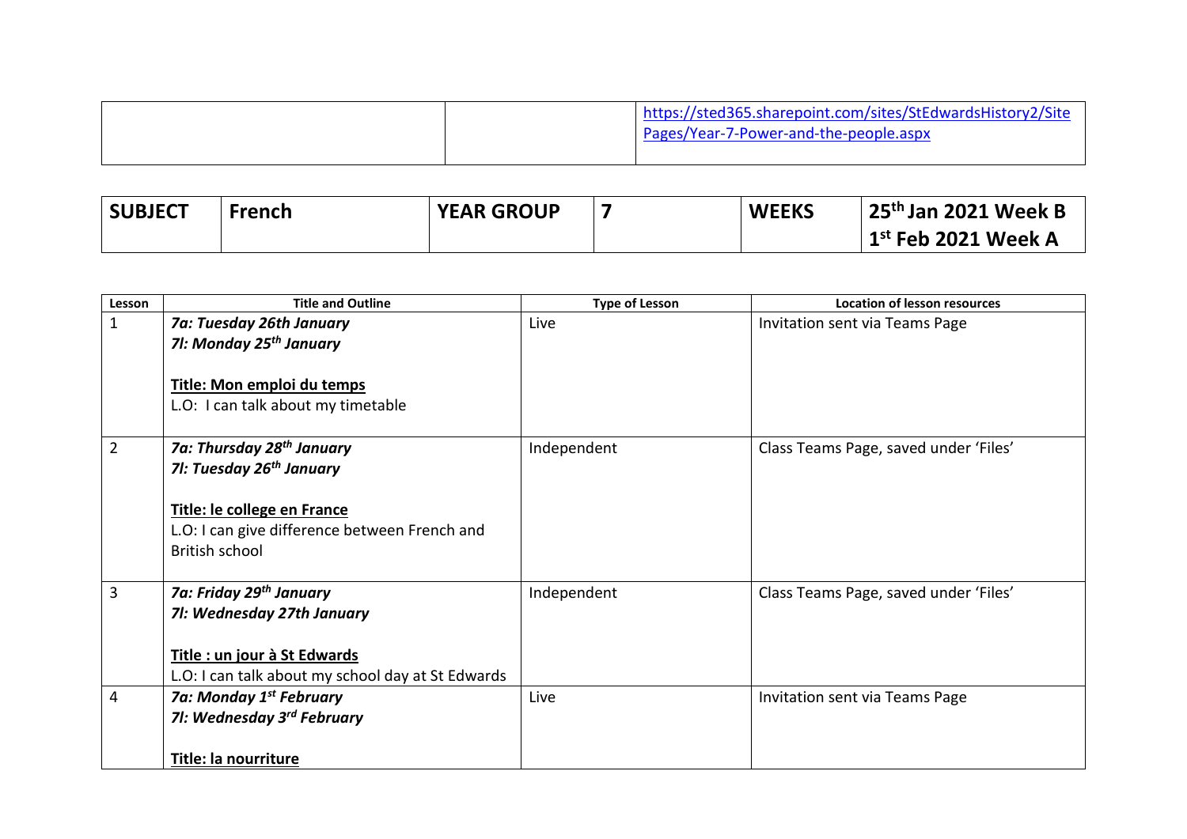| | | |
|---|---|---|
| | | https://sted365.sharepoint.com/sites/StEdwardsHistory2/SitePages/Year-7-Power-and-the-people.aspx |

| **SUBJECT** | **French** | **YEAR GROUP** | **7** | **WEEKS** | **25th Jan 2021 Week B**<br>**1st Feb 2021 Week A** |
|---|---|---|---|---|---|

| Lesson | Title and Outline | Type of Lesson | Location of lesson resources |
|---|---|---|---|
| 1 | ***7a: Tuesday 26th January***<br>***7l: Monday 25th January***<br><br>**Title: Mon emploi du temps**<br>L.O: I can talk about my timetable | Live | Invitation sent via Teams Page |
| 2 | ***7a: Thursday 28th January***<br>***7l: Tuesday 26th January***<br><br>**Title: le college en France**<br>L.O: I can give difference between French and British school | Independent | Class Teams Page, saved under 'Files' |
| 3 | ***7a: Friday 29th January***<br>***7l: Wednesday 27th January***<br><br>**Title : un jour à St Edwards**<br>L.O: I can talk about my school day at St Edwards | Independent | Class Teams Page, saved under 'Files' |
| 4 | ***7a: Monday 1st February***<br>***7l: Wednesday 3rd February***<br><br>**Title: la nourriture** | Live | Invitation sent via Teams Page |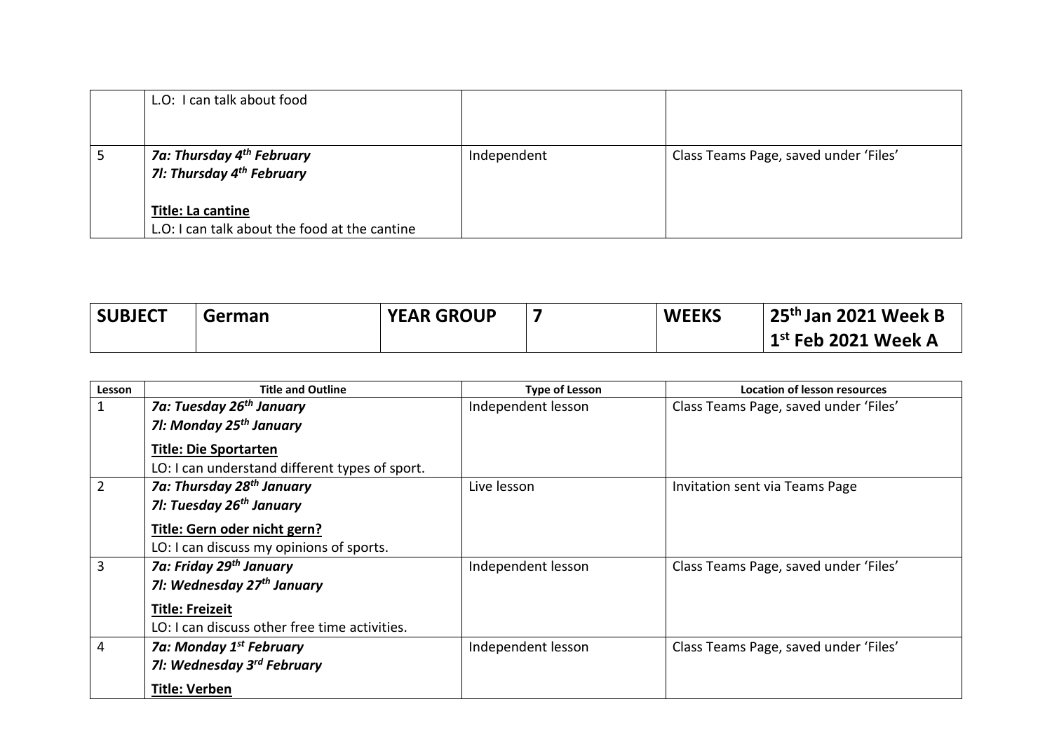|  | L.O: I can talk about food |  |  |
|---|---|---|---|
| 5 | ***7a: Thursday 4th February***<br>***7l: Thursday 4th February***<br><br>**Title: La cantine**<br>L.O: I can talk about the food at the cantine | Independent | Class Teams Page, saved under 'Files' |

| **SUBJECT** | **German** | **YEAR GROUP** | **7** | **WEEKS** | **25th Jan 2021 Week B**<br>**1st Feb 2021 Week A** |
|---|---|---|---|---|---|

| Lesson | Title and Outline | Type of Lesson | Location of lesson resources |
|---|---|---|---|
| 1 | ***7a: Tuesday 26th January***<br>***7l: Monday 25th January***<br>**Title: Die Sportarten**<br>LO: I can understand different types of sport. | Independent lesson | Class Teams Page, saved under 'Files' |
| 2 | ***7a: Thursday 28th January***<br>***7l: Tuesday 26th January***<br>**Title: Gern oder nicht gern?**<br>LO: I can discuss my opinions of sports. | Live lesson | Invitation sent via Teams Page |
| 3 | ***7a: Friday 29th January***<br>***7l: Wednesday 27th January***<br>**Title: Freizeit**<br>LO: I can discuss other free time activities. | Independent lesson | Class Teams Page, saved under 'Files' |
| 4 | ***7a: Monday 1st February***<br>***7l: Wednesday 3rd February***<br>**Title: Verben** | Independent lesson | Class Teams Page, saved under 'Files' |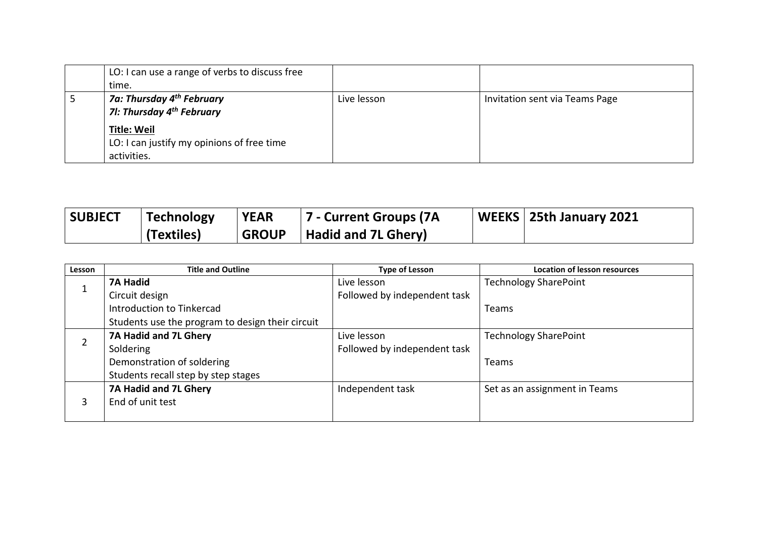| | | | |
|---|---|---|---|
| | LO: I can use a range of verbs to discuss free time. | | |
| 5 | ***7a: Thursday 4th February***<br>***7l: Thursday 4th February***<br>**Title: Weil**<br>LO: I can justify my opinions of free time activities. | Live lesson | Invitation sent via Teams Page |

| SUBJECT | Technology (Textiles) | YEAR GROUP | 7 - Current Groups (7A Hadid and 7L Ghery) | WEEKS | 25th January 2021 |
|---|---|---|---|---|---|

| Lesson | Title and Outline | Type of Lesson | Location of lesson resources |
|---|---|---|---|
| 1 | **7A Hadid**<br>Circuit design<br>Introduction to Tinkercad<br>Students use the program to design their circuit | Live lesson<br>Followed by independent task | Technology SharePoint<br><br>Teams |
| 2 | **7A Hadid and 7L Ghery**<br>Soldering<br>Demonstration of soldering<br>Students recall step by step stages | Live lesson<br>Followed by independent task | Technology SharePoint<br><br>Teams |
| 3 | **7A Hadid and 7L Ghery**<br>End of unit test | Independent task | Set as an assignment in Teams |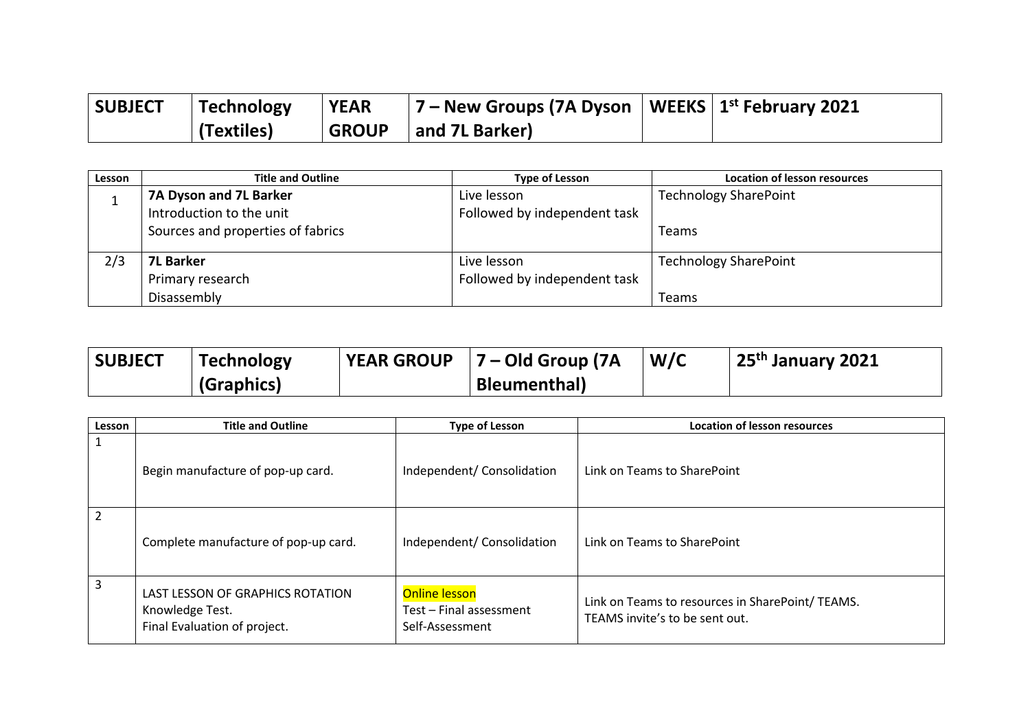| SUBJECT | Technology (Textiles) | YEAR GROUP | 7 – New Groups (7A Dyson and 7L Barker) | WEEKS | 1st February 2021 |
|---|---|---|---|---|---|

| Lesson | Title and Outline | Type of Lesson | Location of lesson resources |
|---|---|---|---|
| 1 | **7A Dyson and 7L Barker**<br>Introduction to the unit<br>Sources and properties of fabrics | Live lesson<br>Followed by independent task | Technology SharePoint<br><br>Teams |
| 2/3 | **7L Barker**<br>Primary research<br>Disassembly | Live lesson<br>Followed by independent task | Technology SharePoint<br><br>Teams |

| SUBJECT | Technology (Graphics) | YEAR GROUP | 7 – Old Group (7A Bleumenthal) | W/C | 25th January 2021 |
|---|---|---|---|---|---|

| Lesson | Title and Outline | Type of Lesson | Location of lesson resources |
|---|---|---|---|
| 1 | Begin manufacture of pop-up card. | Independent/ Consolidation | Link on Teams to SharePoint |
| 2 | Complete manufacture of pop-up card. | Independent/ Consolidation | Link on Teams to SharePoint |
| 3 | LAST LESSON OF GRAPHICS ROTATION<br>Knowledge Test.<br>Final Evaluation of project. | Online lesson<br>Test – Final assessment<br>Self-Assessment | Link on Teams to resources in SharePoint/ TEAMS.<br>TEAMS invite's to be sent out. |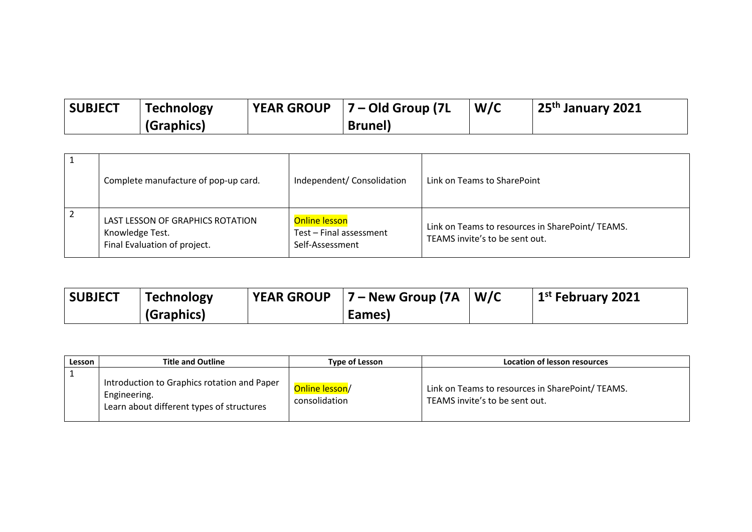| SUBJECT | Technology (Graphics) | YEAR GROUP | 7 – Old Group (7L Brunel) | W/C | 25th January 2021 |
|---|---|---|---|---|---|

| | | | |
|---|---|---|---|
| 1 | Complete manufacture of pop-up card. | Independent/ Consolidation | Link on Teams to SharePoint |
| 2 | LAST LESSON OF GRAPHICS ROTATION<br>Knowledge Test.<br>Final Evaluation of project. | Online lesson<br>Test – Final assessment<br>Self-Assessment | Link on Teams to resources in SharePoint/ TEAMS.<br>TEAMS invite's to be sent out. |

| SUBJECT | Technology (Graphics) | YEAR GROUP | 7 – New Group (7A Eames) | W/C | 1st February 2021 |
|---|---|---|---|---|---|

| Lesson | Title and Outline | Type of Lesson | Location of lesson resources |
|---|---|---|---|
| 1 | Introduction to Graphics rotation and Paper Engineering.<br>Learn about different types of structures | Online lesson/ consolidation | Link on Teams to resources in SharePoint/ TEAMS.<br>TEAMS invite's to be sent out. |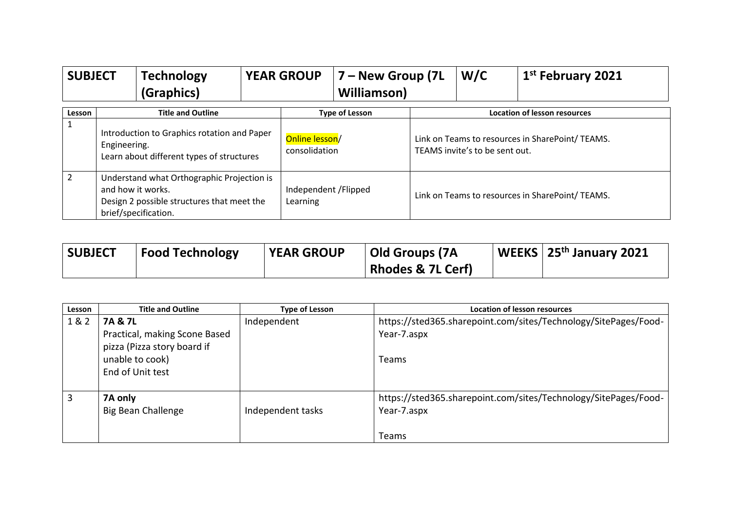| SUBJECT | Technology (Graphics) | YEAR GROUP | 7 – New Group (7L Williamson) | W/C | 1st February 2021 |
|---|---|---|---|---|---|

| Lesson | Title and Outline | Type of Lesson | Location of lesson resources |
|---|---|---|---|
| 1 | Introduction to Graphics rotation and Paper Engineering.<br>Learn about different types of structures | Online lesson/ consolidation | Link on Teams to resources in SharePoint/ TEAMS.<br>TEAMS invite's to be sent out. |
| 2 | Understand what Orthographic Projection is and how it works.<br>Design 2 possible structures that meet the brief/specification. | Independent /Flipped Learning | Link on Teams to resources in SharePoint/ TEAMS. |

| SUBJECT | Food Technology | YEAR GROUP | Old Groups (7A Rhodes & 7L Cerf) | WEEKS | 25th January 2021 |
|---|---|---|---|---|---|

| Lesson | Title and Outline | Type of Lesson | Location of lesson resources |
|---|---|---|---|
| 1 & 2 | **7A & 7L**<br>Practical, making Scone Based pizza (Pizza story board if unable to cook)<br>End of Unit test | Independent | https://sted365.sharepoint.com/sites/Technology/SitePages/Food-Year-7.aspx<br><br>Teams |
| 3 | **7A only**<br>Big Bean Challenge | Independent tasks | https://sted365.sharepoint.com/sites/Technology/SitePages/Food-Year-7.aspx<br><br>Teams |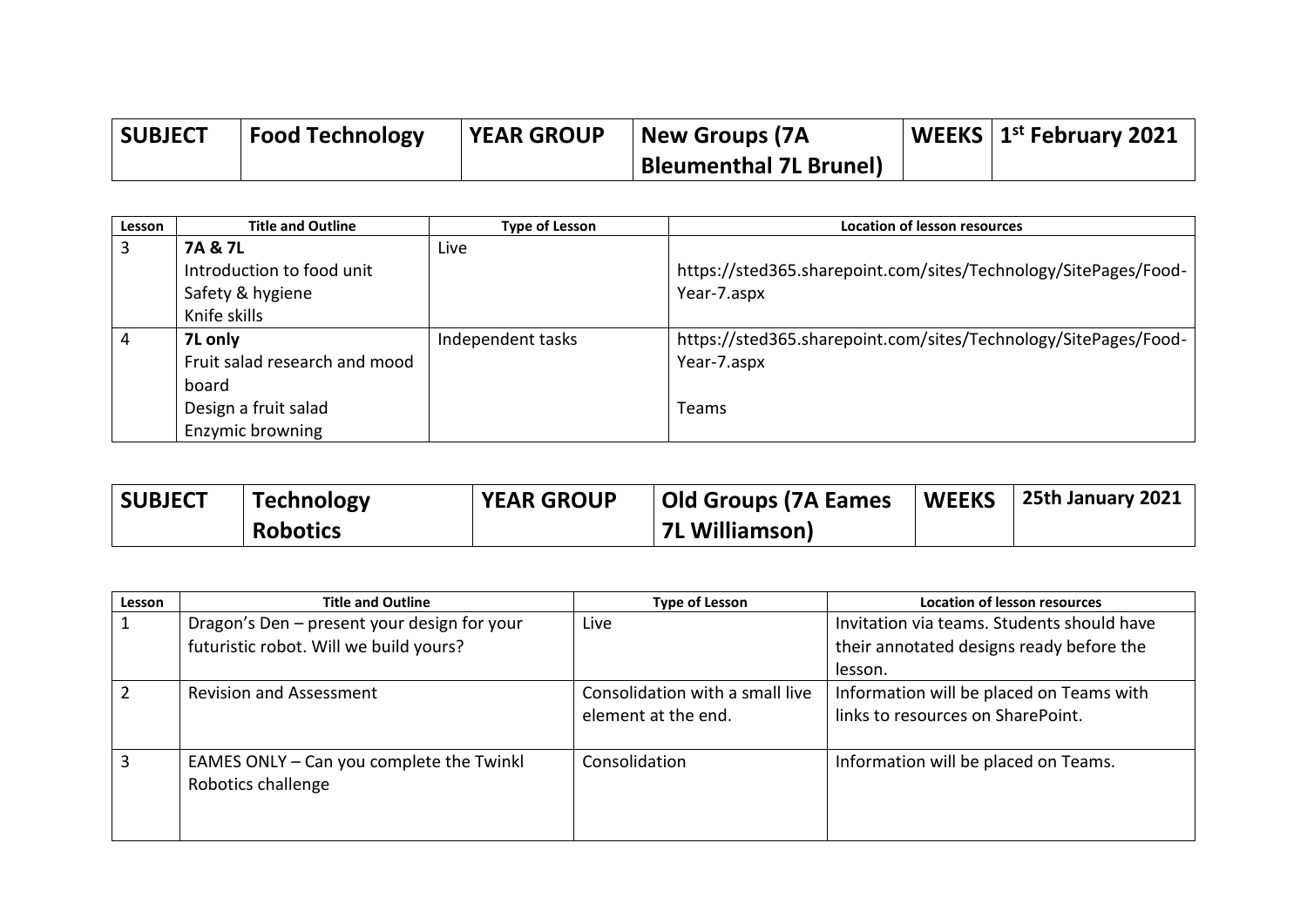| SUBJECT | Food Technology | YEAR GROUP | New Groups (7A Bleumenthal 7L Brunel) | WEEKS | 1st February 2021 |
|---|---|---|---|---|---|

| Lesson | Title and Outline | Type of Lesson | Location of lesson resources |
|---|---|---|---|
| 3 | **7A & 7L**<br>Introduction to food unit<br>Safety & hygiene<br>Knife skills | Live | https://sted365.sharepoint.com/sites/Technology/SitePages/Food-Year-7.aspx |
| 4 | **7L only**<br>Fruit salad research and mood board<br>Design a fruit salad<br>Enzymic browning | Independent tasks | https://sted365.sharepoint.com/sites/Technology/SitePages/Food-Year-7.aspx<br><br>Teams |

| SUBJECT | Technology Robotics | YEAR GROUP | Old Groups (7A Eames 7L Williamson) | WEEKS | 25th January 2021 |
|---|---|---|---|---|---|

| Lesson | Title and Outline | Type of Lesson | Location of lesson resources |
|---|---|---|---|
| 1 | Dragon's Den – present your design for your futuristic robot. Will we build yours? | Live | Invitation via teams. Students should have their annotated designs ready before the lesson. |
| 2 | Revision and Assessment | Consolidation with a small live element at the end. | Information will be placed on Teams with links to resources on SharePoint. |
| 3 | EAMES ONLY – Can you complete the Twinkl Robotics challenge | Consolidation | Information will be placed on Teams. |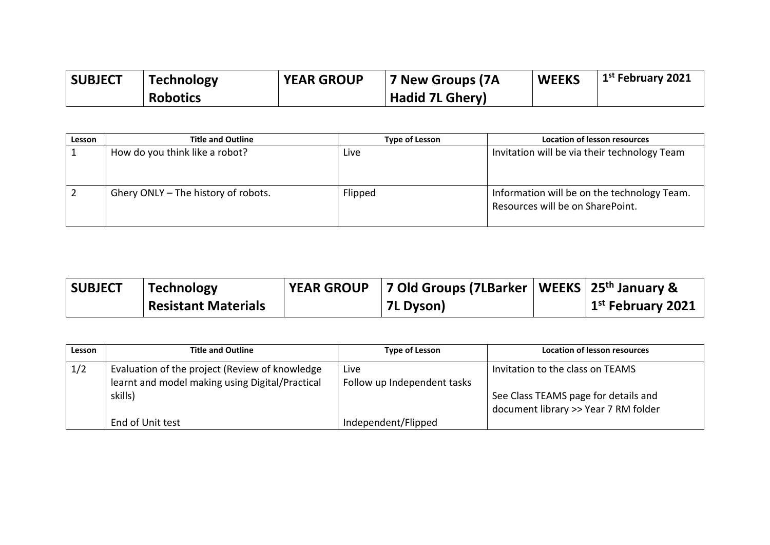| SUBJECT | Technology Robotics | YEAR GROUP | 7 New Groups (7A Hadid 7L Ghery) | WEEKS | 1st February 2021 |
|---|---|---|---|---|---|

| Lesson | Title and Outline | Type of Lesson | Location of lesson resources |
|---|---|---|---|
| 1 | How do you think like a robot? | Live | Invitation will be via their technology Team |
| 2 | Ghery ONLY – The history of robots. | Flipped | Information will be on the technology Team. Resources will be on SharePoint. |

| SUBJECT | Technology Resistant Materials | YEAR GROUP | 7 Old Groups (7LBarker 7L Dyson) | WEEKS | 25th January & 1st February 2021 |
|---|---|---|---|---|---|

| Lesson | Title and Outline | Type of Lesson | Location of lesson resources |
|---|---|---|---|
| 1/2 | Evaluation of the project (Review of knowledge learnt and model making using Digital/Practical skills)<br><br>End of Unit test | Live<br>Follow up Independent tasks<br><br>Independent/Flipped | Invitation to the class on TEAMS<br><br>See Class TEAMS page for details and document library >> Year 7 RM folder |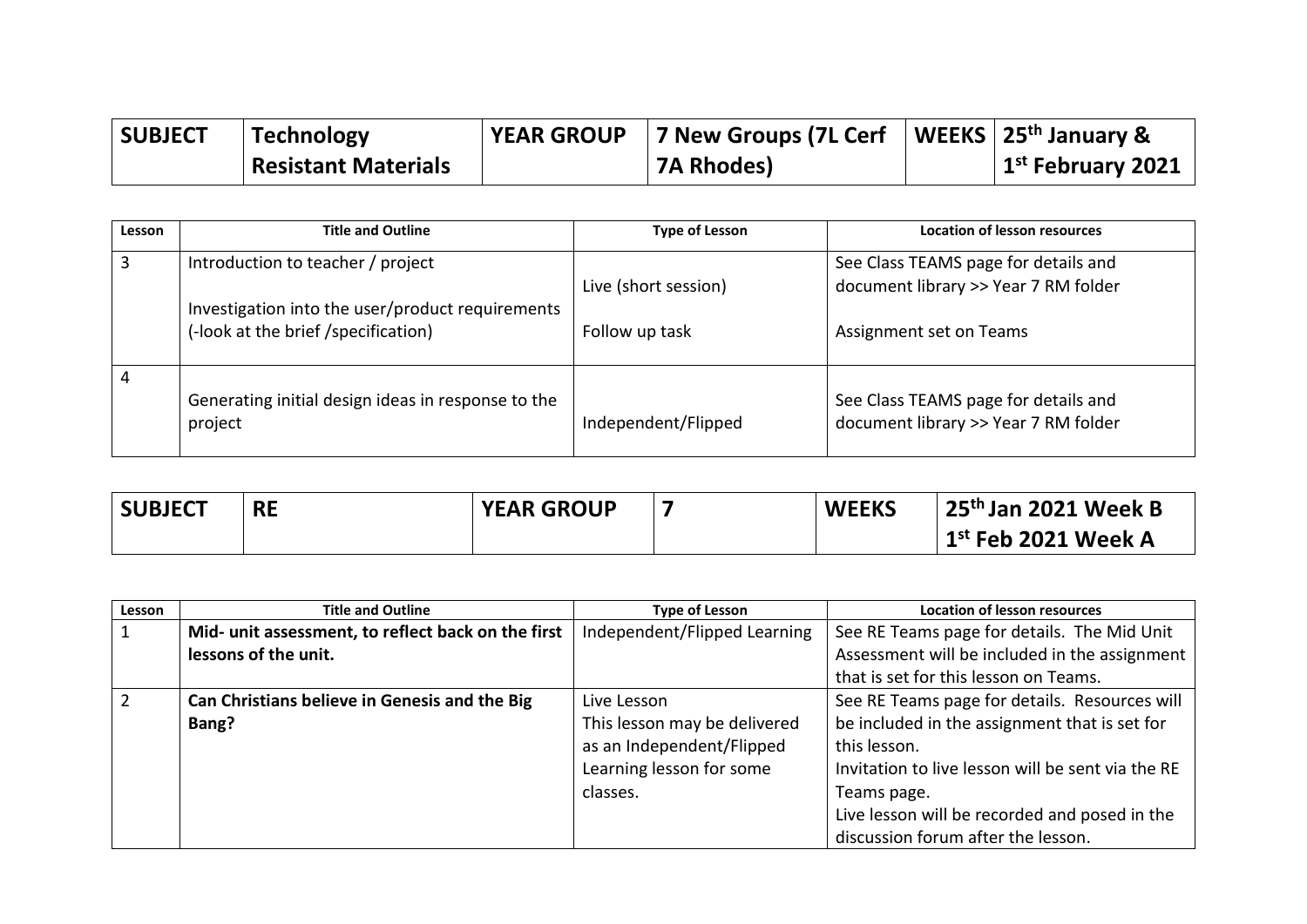| SUBJECT | Technology Resistant Materials | YEAR GROUP | 7 New Groups (7L Cerf 7A Rhodes) | WEEKS | 25th January & 1st February 2021 |
|---|---|---|---|---|---|

| Lesson | Title and Outline | Type of Lesson | Location of lesson resources |
|---|---|---|---|
| 3 | Introduction to teacher / project<br><br>Investigation into the user/product requirements (-look at the brief /specification) | Live (short session)<br><br>Follow up task | See Class TEAMS page for details and document library >> Year 7 RM folder<br><br>Assignment set on Teams |
| 4 | Generating initial design ideas in response to the project | Independent/Flipped | See Class TEAMS page for details and document library >> Year 7 RM folder |

| SUBJECT | RE | YEAR GROUP | 7 | WEEKS | 25th Jan 2021 Week B<br>1st Feb 2021 Week A |
|---|---|---|---|---|---|

| Lesson | Title and Outline | Type of Lesson | Location of lesson resources |
|---|---|---|---|
| 1 | **Mid- unit assessment, to reflect back on the first lessons of the unit.** | Independent/Flipped Learning | See RE Teams page for details. The Mid Unit Assessment will be included in the assignment that is set for this lesson on Teams. |
| 2 | **Can Christians believe in Genesis and the Big Bang?** | Live Lesson<br>This lesson may be delivered as an Independent/Flipped Learning lesson for some classes. | See RE Teams page for details. Resources will be included in the assignment that is set for this lesson.<br>Invitation to live lesson will be sent via the RE Teams page.<br>Live lesson will be recorded and posed in the discussion forum after the lesson. |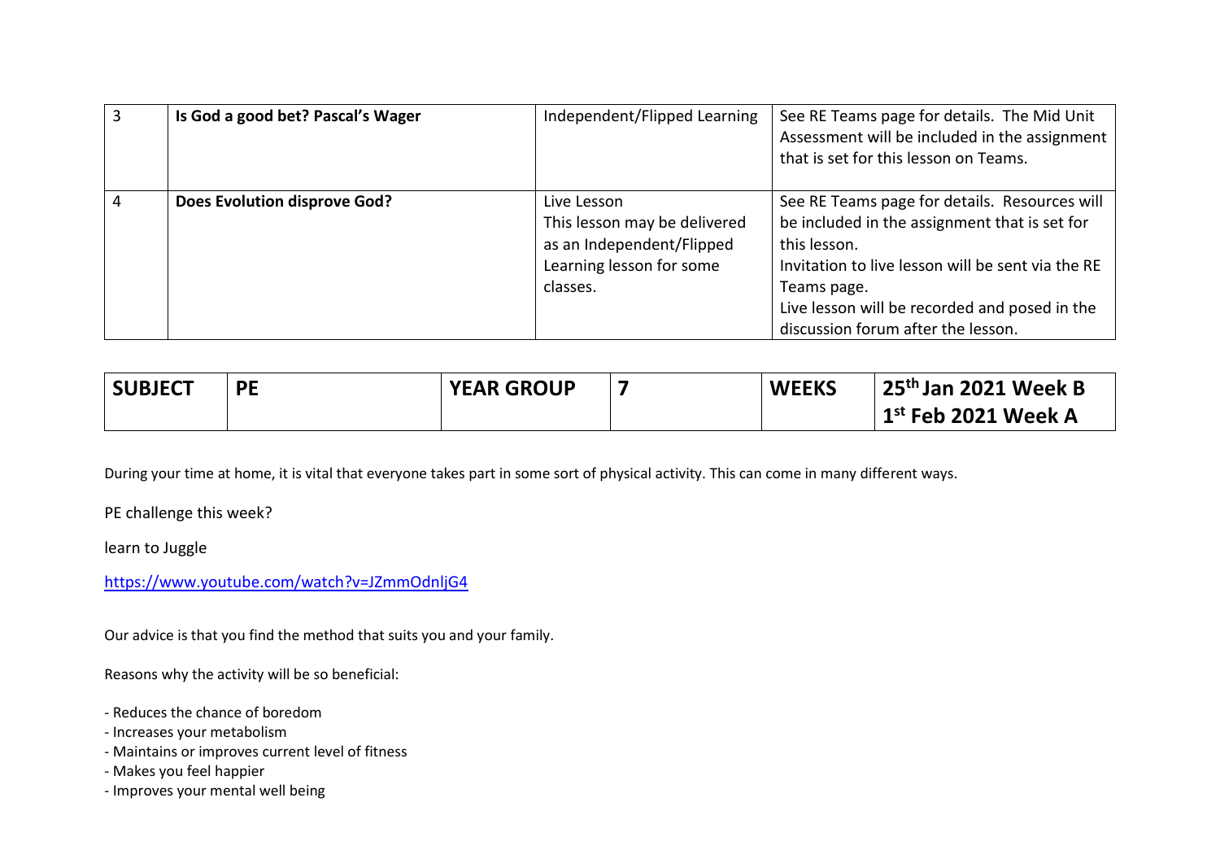| 3 | **Is God a good bet? Pascal's Wager** | Independent/Flipped Learning | See RE Teams page for details. The Mid Unit Assessment will be included in the assignment that is set for this lesson on Teams. |
|---|---|---|---|
| 4 | **Does Evolution disprove God?** | Live Lesson<br>This lesson may be delivered as an Independent/Flipped Learning lesson for some classes. | See RE Teams page for details. Resources will be included in the assignment that is set for this lesson.<br>Invitation to live lesson will be sent via the RE Teams page.<br>Live lesson will be recorded and posed in the discussion forum after the lesson. |

| **SUBJECT** | **PE** | **YEAR GROUP** | **7** | **WEEKS** | **25th Jan 2021 Week B**<br>**1st Feb 2021 Week A** |
|---|---|---|---|---|---|

During your time at home, it is vital that everyone takes part in some sort of physical activity. This can come in many different ways.

PE challenge this week?

learn to Juggle

https://www.youtube.com/watch?v=JZmmOdnljG4

Our advice is that you find the method that suits you and your family.

Reasons why the activity will be so beneficial:

- Reduces the chance of boredom
- Increases your metabolism
- Maintains or improves current level of fitness
- Makes you feel happier
- Improves your mental well being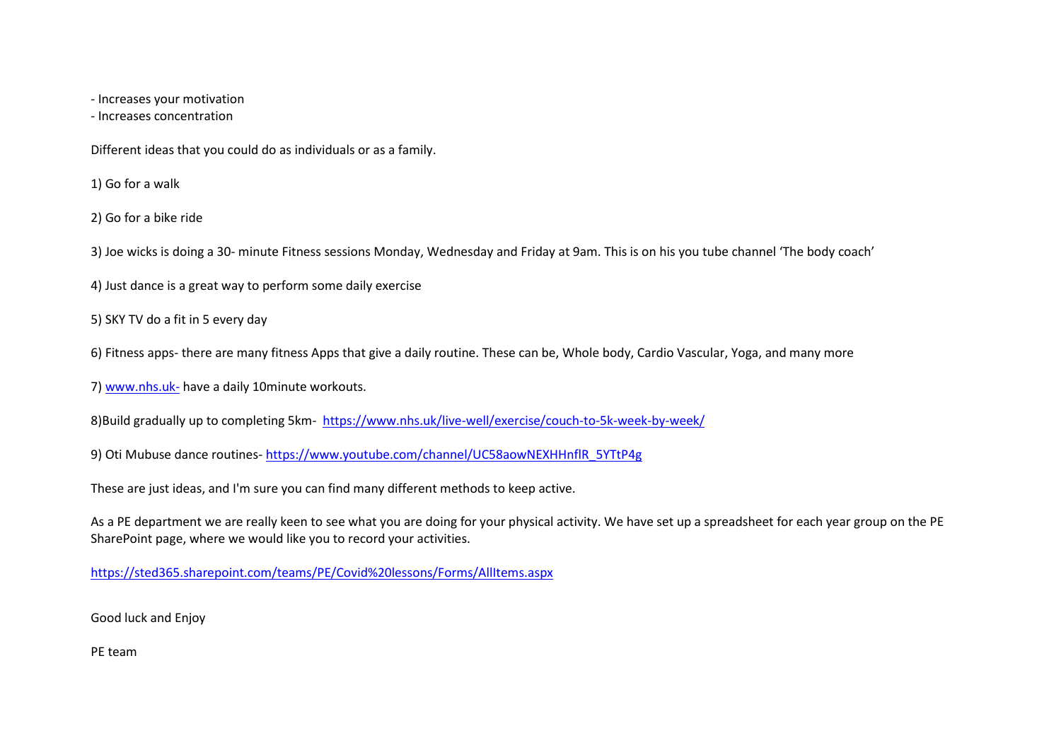- Increases your motivation
- Increases concentration

Different ideas that you could do as individuals or as a family.

1) Go for a walk

2) Go for a bike ride

3) Joe wicks is doing a 30- minute Fitness sessions Monday, Wednesday and Friday at 9am. This is on his you tube channel 'The body coach'

4) Just dance is a great way to perform some daily exercise

5) SKY TV do a fit in 5 every day

6) Fitness apps- there are many fitness Apps that give a daily routine. These can be, Whole body, Cardio Vascular, Yoga, and many more

7) www.nhs.uk- have a daily 10minute workouts.

8)Build gradually up to completing 5km- https://www.nhs.uk/live-well/exercise/couch-to-5k-week-by-week/

9) Oti Mubuse dance routines- https://www.youtube.com/channel/UC58aowNEXHHnflR_5YTtP4g

These are just ideas, and I'm sure you can find many different methods to keep active.

As a PE department we are really keen to see what you are doing for your physical activity. We have set up a spreadsheet for each year group on the PE SharePoint page, where we would like you to record your activities.

https://sted365.sharepoint.com/teams/PE/Covid%20lessons/Forms/AllItems.aspx

Good luck and Enjoy

PE team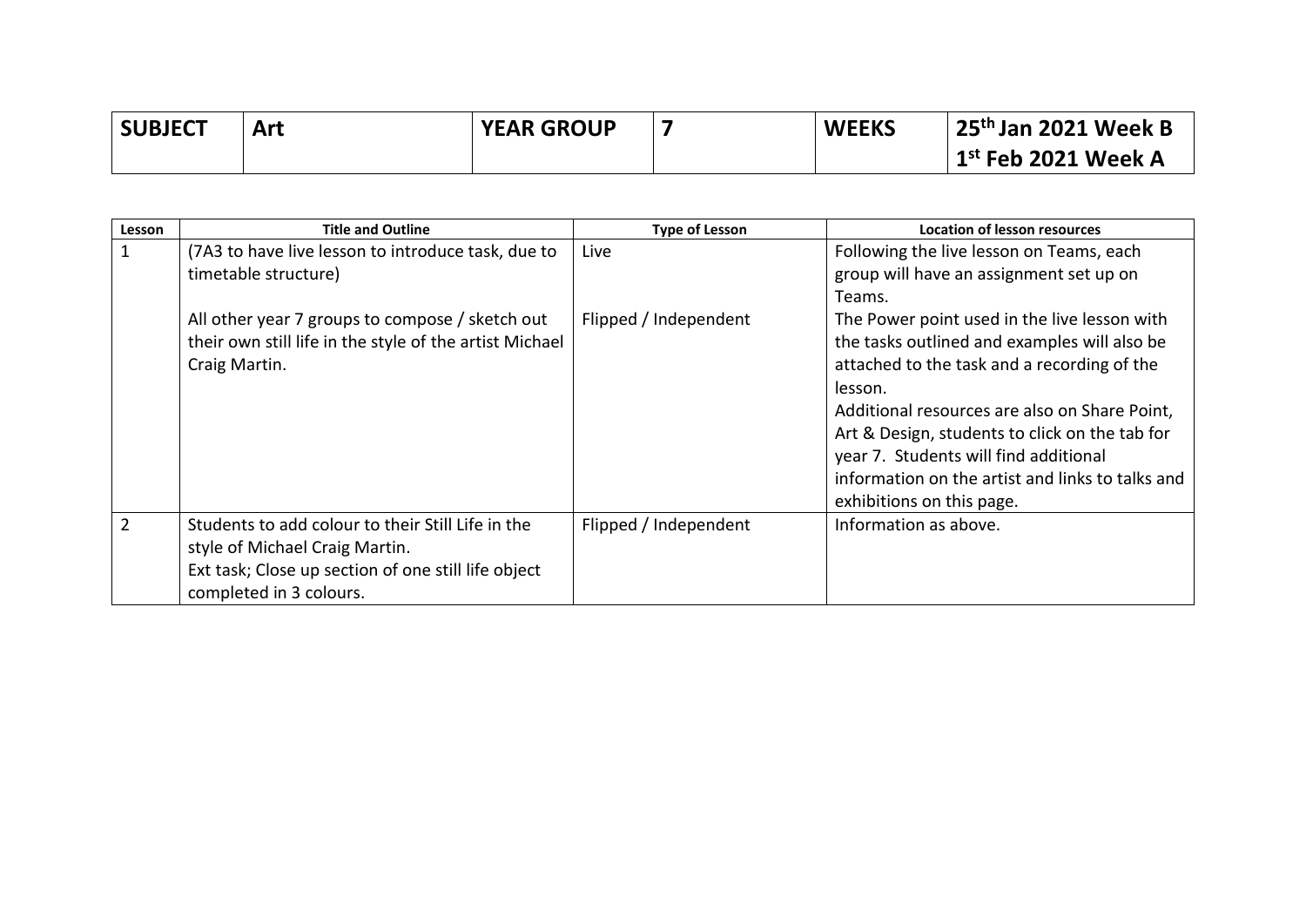| SUBJECT | Art | YEAR GROUP | 7 | WEEKS | 25th Jan 2021 Week B<br>1st Feb 2021 Week A |
|---|---|---|---|---|---|

| Lesson | Title and Outline | Type of Lesson | Location of lesson resources |
|---|---|---|---|
| 1 | (7A3 to have live lesson to introduce task, due to timetable structure)<br><br>All other year 7 groups to compose / sketch out their own still life in the style of the artist Michael Craig Martin. | Live<br><br><br>Flipped / Independent | Following the live lesson on Teams, each group will have an assignment set up on Teams.<br>The Power point used in the live lesson with the tasks outlined and examples will also be attached to the task and a recording of the lesson.<br>Additional resources are also on Share Point, Art & Design, students to click on the tab for year 7. Students will find additional information on the artist and links to talks and exhibitions on this page. |
| 2 | Students to add colour to their Still Life in the style of Michael Craig Martin.<br>Ext task; Close up section of one still life object completed in 3 colours. | Flipped / Independent | Information as above. |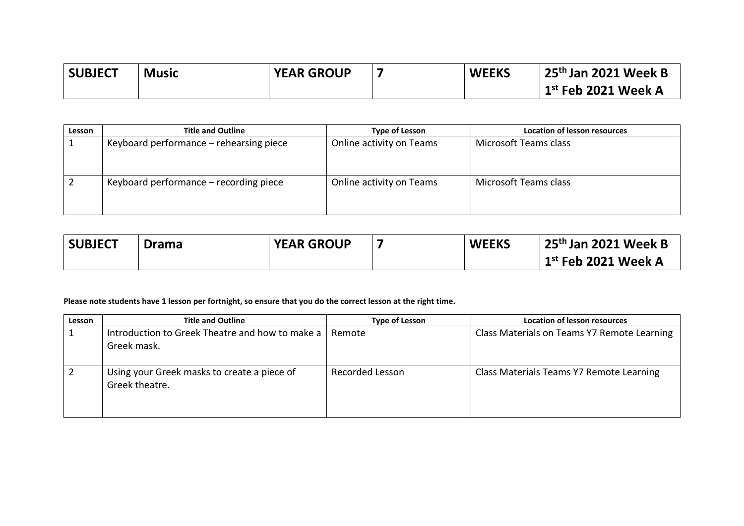| SUBJECT | Music | YEAR GROUP | 7 | WEEKS | 25th Jan 2021 Week B<br>1st Feb 2021 Week A |
|---|---|---|---|---|---|

| Lesson | Title and Outline | Type of Lesson | Location of lesson resources |
|---|---|---|---|
| 1 | Keyboard performance – rehearsing piece | Online activity on Teams | Microsoft Teams class |
| 2 | Keyboard performance – recording piece | Online activity on Teams | Microsoft Teams class |

| SUBJECT | Drama | YEAR GROUP | 7 | WEEKS | 25th Jan 2021 Week B<br>1st Feb 2021 Week A |
|---|---|---|---|---|---|

**Please note students have 1 lesson per fortnight, so ensure that you do the correct lesson at the right time.**

| Lesson | Title and Outline | Type of Lesson | Location of lesson resources |
|---|---|---|---|
| 1 | Introduction to Greek Theatre and how to make a Greek mask. | Remote | Class Materials on Teams Y7 Remote Learning |
| 2 | Using your Greek masks to create a piece of Greek theatre. | Recorded Lesson | Class Materials Teams Y7 Remote Learning |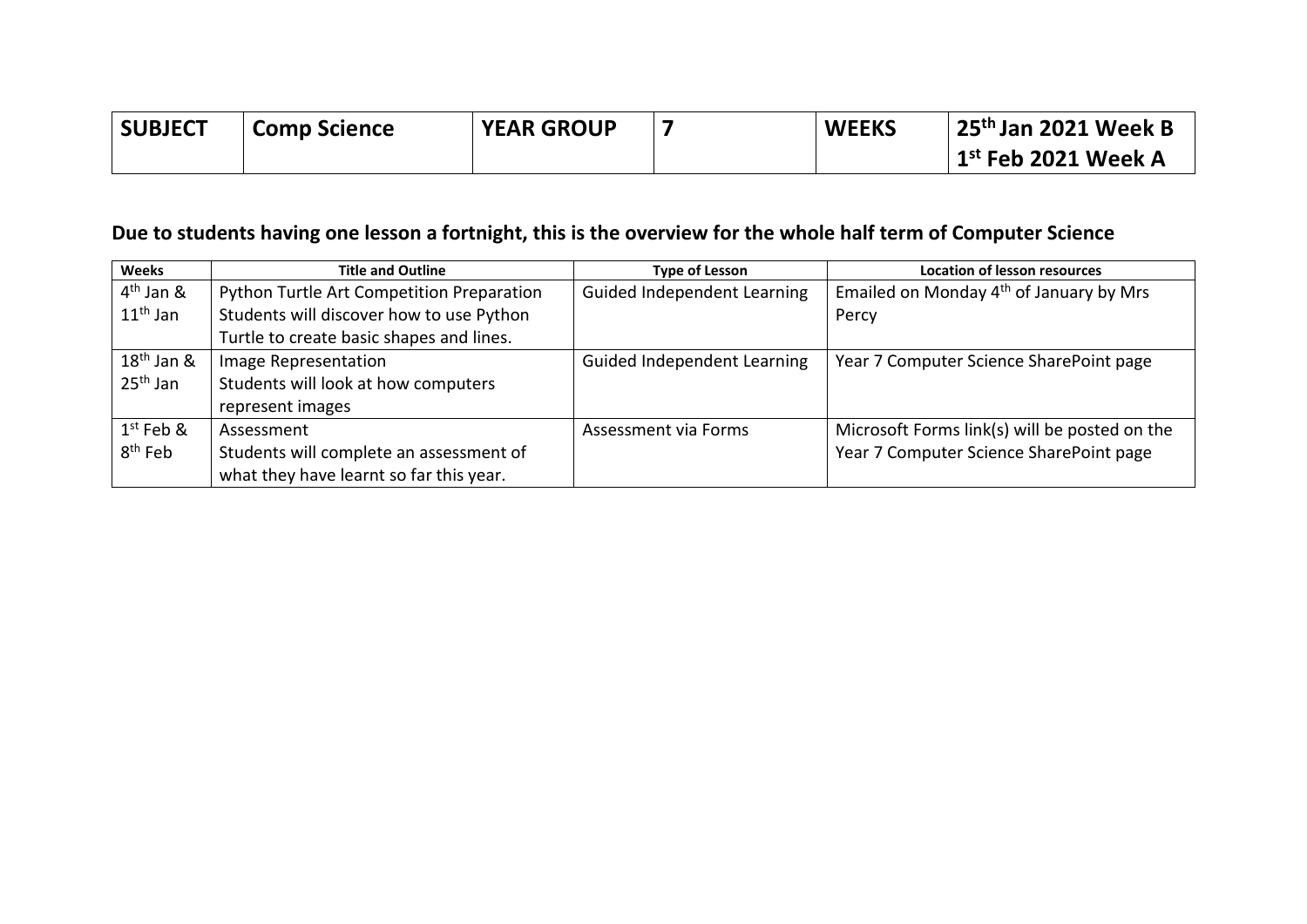| SUBJECT | Comp Science | YEAR GROUP | 7 | WEEKS | 25th Jan 2021 Week B<br>1st Feb 2021 Week A |
|---|---|---|---|---|---|

**Due to students having one lesson a fortnight, this is the overview for the whole half term of Computer Science**

| Weeks | Title and Outline | Type of Lesson | Location of lesson resources |
|---|---|---|---|
| 4th Jan & 11th Jan | Python Turtle Art Competition Preparation<br>Students will discover how to use Python Turtle to create basic shapes and lines. | Guided Independent Learning | Emailed on Monday 4th of January by Mrs Percy |
| 18th Jan & 25th Jan | Image Representation<br>Students will look at how computers represent images | Guided Independent Learning | Year 7 Computer Science SharePoint page |
| 1st Feb & 8th Feb | Assessment<br>Students will complete an assessment of what they have learnt so far this year. | Assessment via Forms | Microsoft Forms link(s) will be posted on the Year 7 Computer Science SharePoint page |